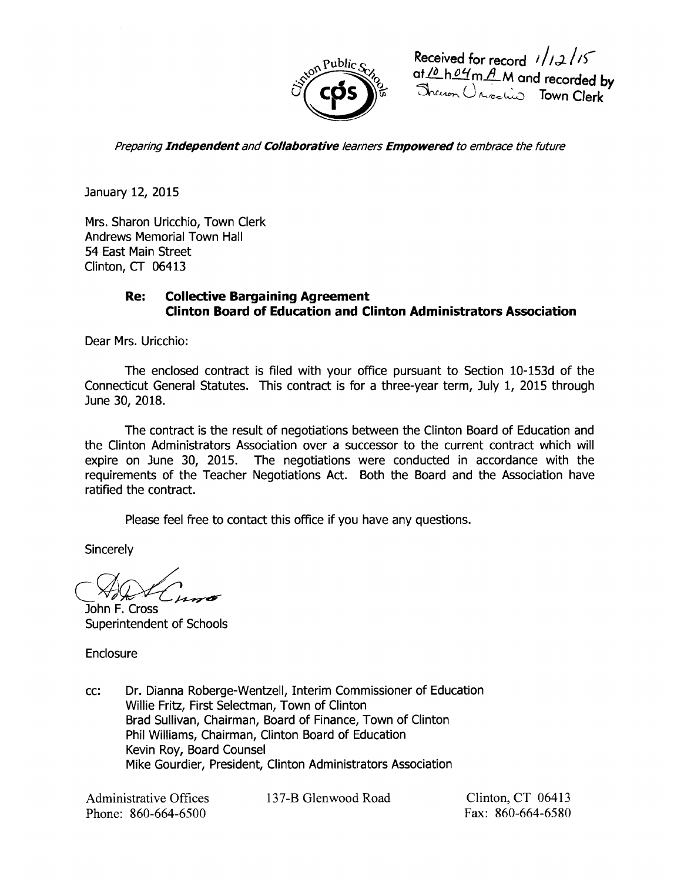Received for record 1/12/15 at 10 h 04 m A M and recorded by Sharon Uricchio Town Clerk

*Preparing **Independent** and **Collaborative** learners **Empowered** to embrace the future*

January 12, 2015

Mrs. Sharon Uricchio, Town Clerk
Andrews Memorial Town Hall
54 East Main Street
Clinton, CT 06413

**Re: Collective Bargaining Agreement**
**Clinton Board of Education and Clinton Administrators Association**

Dear Mrs. Uricchio:

The enclosed contract is filed with your office pursuant to Section 10-153d of the Connecticut General Statutes. This contract is for a three-year term, July 1, 2015 through June 30, 2018.

The contract is the result of negotiations between the Clinton Board of Education and the Clinton Administrators Association over a successor to the current contract which will expire on June 30, 2015. The negotiations were conducted in accordance with the requirements of the Teacher Negotiations Act. Both the Board and the Association have ratified the contract.

Please feel free to contact this office if you have any questions.

Sincerely

John F. Cross
Superintendent of Schools

Enclosure

cc: Dr. Dianna Roberge-Wentzell, Interim Commissioner of Education
Willie Fritz, First Selectman, Town of Clinton
Brad Sullivan, Chairman, Board of Finance, Town of Clinton
Phil Williams, Chairman, Clinton Board of Education
Kevin Roy, Board Counsel
Mike Gourdier, President, Clinton Administrators Association

Administrative Offices
Phone: 860-664-6500

137-B Glenwood Road

Clinton, CT 06413
Fax: 860-664-6580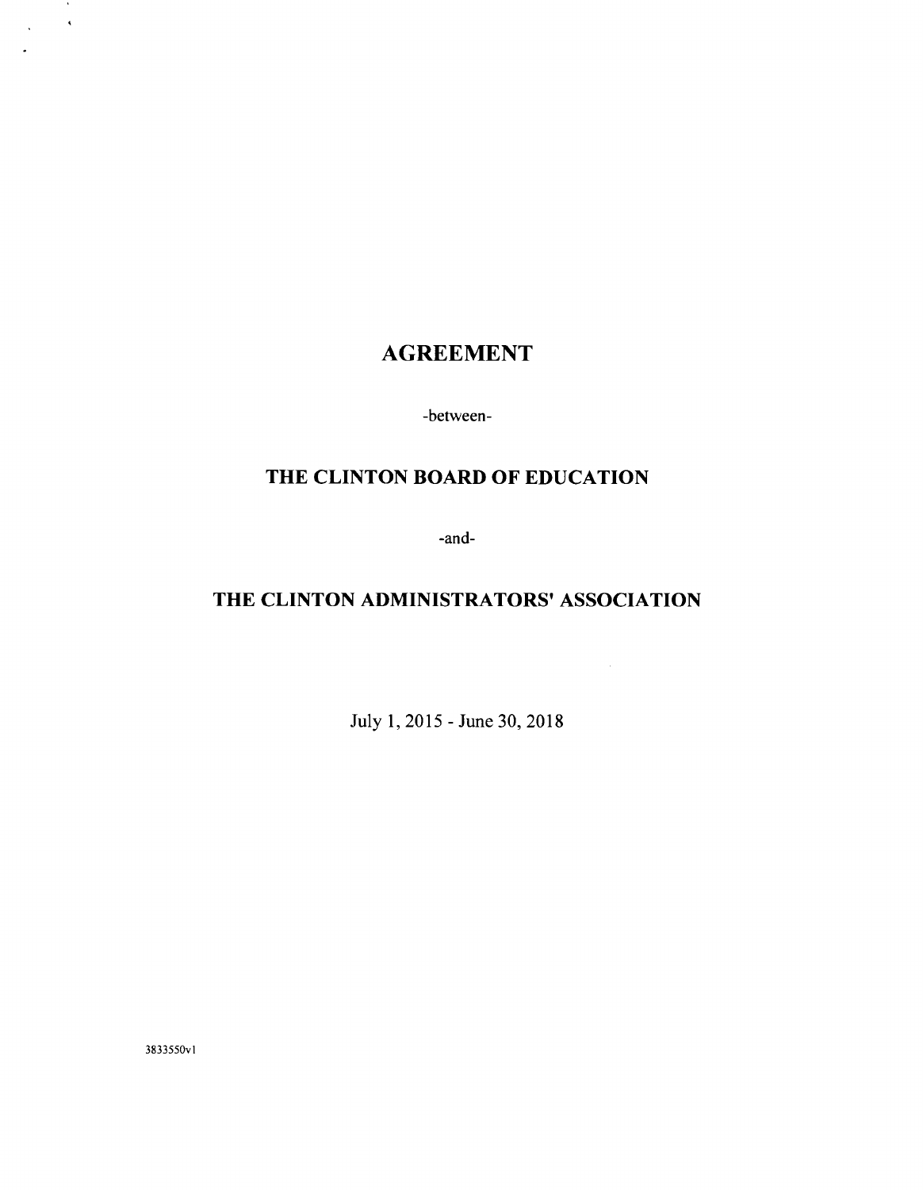# AGREEMENT

-between-

## THE CLINTON BOARD OF EDUCATION

-and-

## THE CLINTON ADMINISTRATORS' ASSOCIATION

July 1, 2015 - June 30, 2018

3833550v1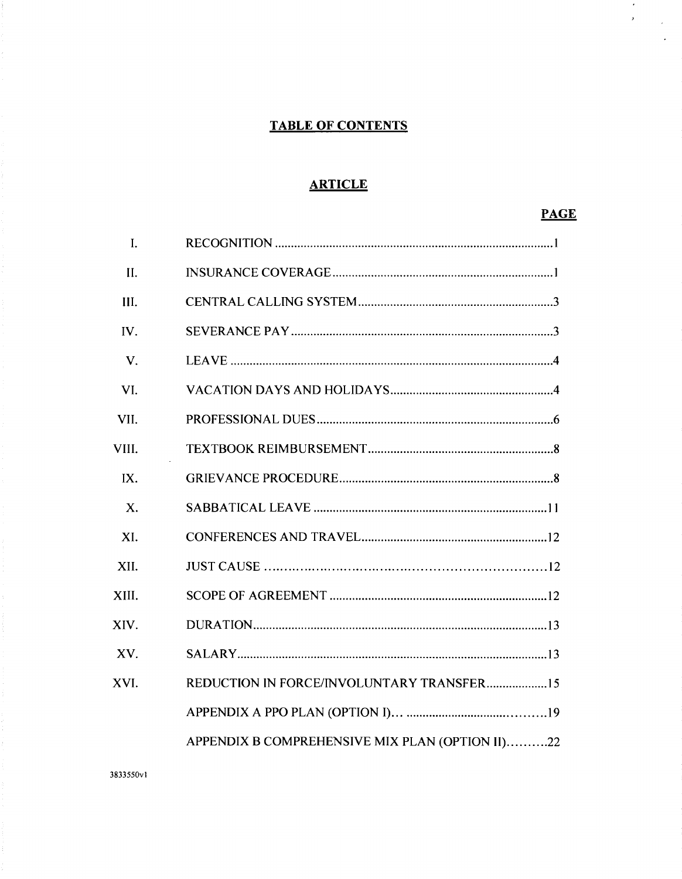# TABLE OF CONTENTS

## ARTICLE

| | | PAGE |
|---|---|---|
| I. | RECOGNITION | 1 |
| II. | INSURANCE COVERAGE | 1 |
| III. | CENTRAL CALLING SYSTEM | 3 |
| IV. | SEVERANCE PAY | 3 |
| V. | LEAVE | 4 |
| VI. | VACATION DAYS AND HOLIDAYS | 4 |
| VII. | PROFESSIONAL DUES | 6 |
| VIII. | TEXTBOOK REIMBURSEMENT | 8 |
| IX. | GRIEVANCE PROCEDURE | 8 |
| X. | SABBATICAL LEAVE | 11 |
| XI. | CONFERENCES AND TRAVEL | 12 |
| XII. | JUST CAUSE | 12 |
| XIII. | SCOPE OF AGREEMENT | 12 |
| XIV. | DURATION | 13 |
| XV. | SALARY | 13 |
| XVI. | REDUCTION IN FORCE/INVOLUNTARY TRANSFER | 15 |
| | APPENDIX A PPO PLAN (OPTION I) | 19 |
| | APPENDIX B COMPREHENSIVE MIX PLAN (OPTION II) | 22 |

3833550v1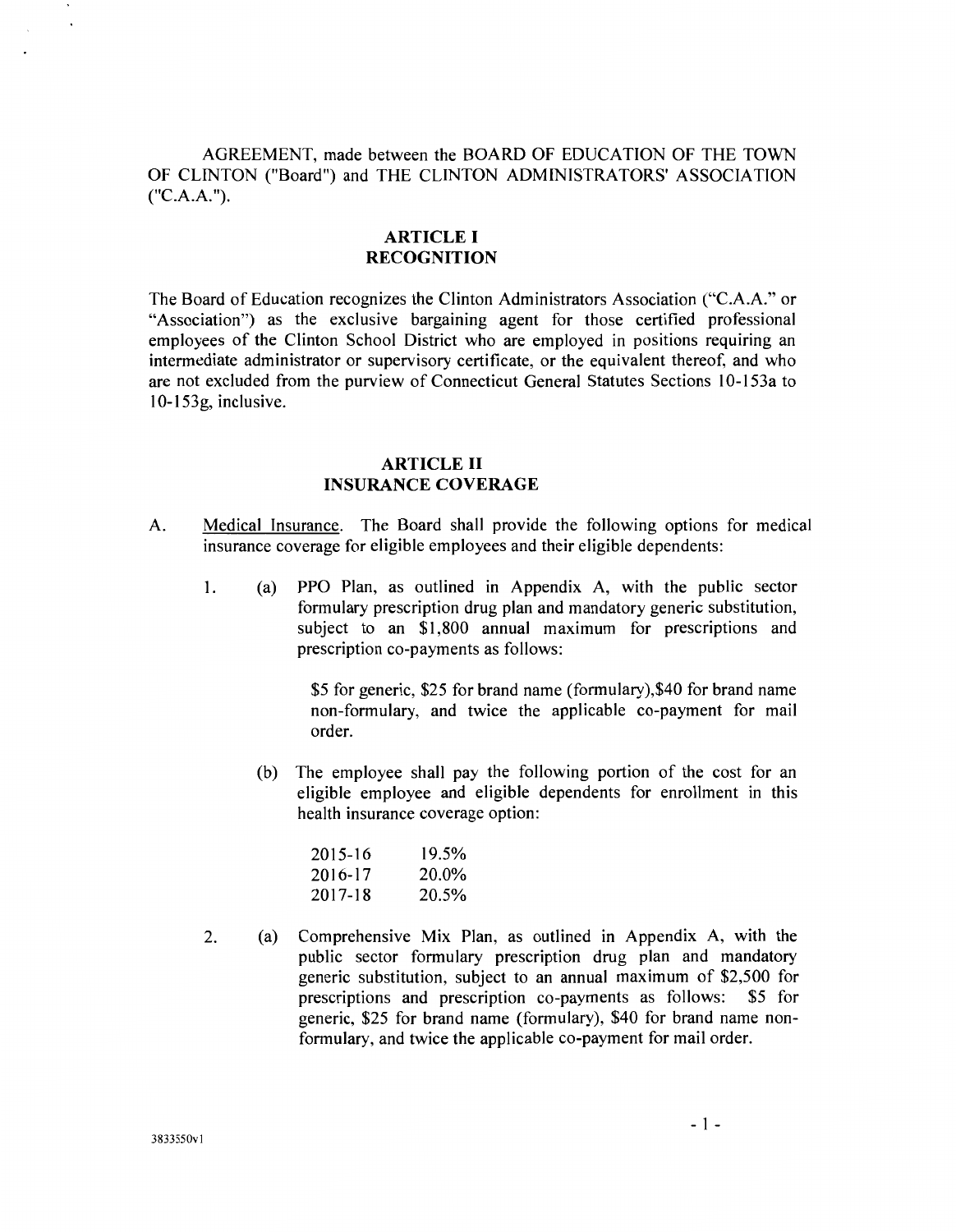AGREEMENT, made between the BOARD OF EDUCATION OF THE TOWN OF CLINTON ("Board") and THE CLINTON ADMINISTRATORS' ASSOCIATION ("C.A.A.").

## ARTICLE I
## RECOGNITION

The Board of Education recognizes the Clinton Administrators Association ("C.A.A." or "Association") as the exclusive bargaining agent for those certified professional employees of the Clinton School District who are employed in positions requiring an intermediate administrator or supervisory certificate, or the equivalent thereof, and who are not excluded from the purview of Connecticut General Statutes Sections 10-153a to 10-153g, inclusive.

## ARTICLE II
## INSURANCE COVERAGE

A. Medical Insurance. The Board shall provide the following options for medical insurance coverage for eligible employees and their eligible dependents:

1. (a) PPO Plan, as outlined in Appendix A, with the public sector formulary prescription drug plan and mandatory generic substitution, subject to an $1,800 annual maximum for prescriptions and prescription co-payments as follows:

   $5 for generic, $25 for brand name (formulary),$40 for brand name non-formulary, and twice the applicable co-payment for mail order.

   (b) The employee shall pay the following portion of the cost for an eligible employee and eligible dependents for enrollment in this health insurance coverage option:

   | | |
   |---|---|
   | 2015-16 | 19.5% |
   | 2016-17 | 20.0% |
   | 2017-18 | 20.5% |

2. (a) Comprehensive Mix Plan, as outlined in Appendix A, with the public sector formulary prescription drug plan and mandatory generic substitution, subject to an annual maximum of $2,500 for prescriptions and prescription co-payments as follows: $5 for generic, $25 for brand name (formulary), $40 for brand name non-formulary, and twice the applicable co-payment for mail order.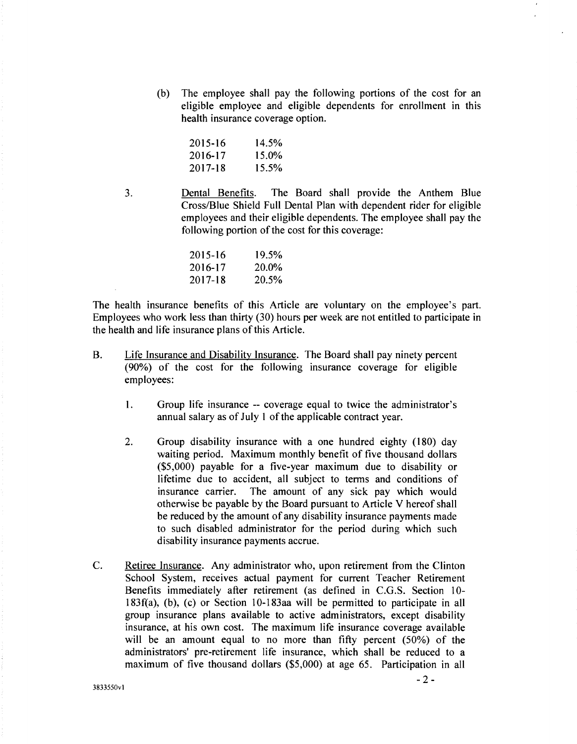(b) The employee shall pay the following portions of the cost for an eligible employee and eligible dependents for enrollment in this health insurance coverage option.

| | |
|---|---|
| 2015-16 | 14.5% |
| 2016-17 | 15.0% |
| 2017-18 | 15.5% |

3. Dental Benefits. The Board shall provide the Anthem Blue Cross/Blue Shield Full Dental Plan with dependent rider for eligible employees and their eligible dependents. The employee shall pay the following portion of the cost for this coverage:

| | |
|---|---|
| 2015-16 | 19.5% |
| 2016-17 | 20.0% |
| 2017-18 | 20.5% |

The health insurance benefits of this Article are voluntary on the employee's part. Employees who work less than thirty (30) hours per week are not entitled to participate in the health and life insurance plans of this Article.

B. Life Insurance and Disability Insurance. The Board shall pay ninety percent (90%) of the cost for the following insurance coverage for eligible employees:

1. Group life insurance -- coverage equal to twice the administrator's annual salary as of July 1 of the applicable contract year.

2. Group disability insurance with a one hundred eighty (180) day waiting period. Maximum monthly benefit of five thousand dollars ($5,000) payable for a five-year maximum due to disability or lifetime due to accident, all subject to terms and conditions of insurance carrier. The amount of any sick pay which would otherwise be payable by the Board pursuant to Article V hereof shall be reduced by the amount of any disability insurance payments made to such disabled administrator for the period during which such disability insurance payments accrue.

C. Retiree Insurance. Any administrator who, upon retirement from the Clinton School System, receives actual payment for current Teacher Retirement Benefits immediately after retirement (as defined in C.G.S. Section 10-183f(a), (b), (c) or Section 10-183aa will be permitted to participate in all group insurance plans available to active administrators, except disability insurance, at his own cost. The maximum life insurance coverage available will be an amount equal to no more than fifty percent (50%) of the administrators' pre-retirement life insurance, which shall be reduced to a maximum of five thousand dollars ($5,000) at age 65. Participation in all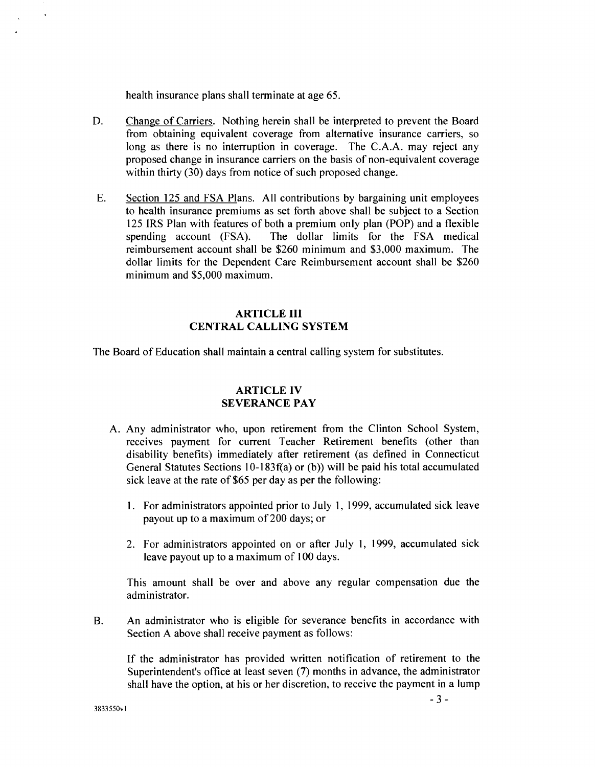health insurance plans shall terminate at age 65.

D. Change of Carriers. Nothing herein shall be interpreted to prevent the Board from obtaining equivalent coverage from alternative insurance carriers, so long as there is no interruption in coverage. The C.A.A. may reject any proposed change in insurance carriers on the basis of non-equivalent coverage within thirty (30) days from notice of such proposed change.

E. Section 125 and FSA Plans. All contributions by bargaining unit employees to health insurance premiums as set forth above shall be subject to a Section 125 IRS Plan with features of both a premium only plan (POP) and a flexible spending account (FSA). The dollar limits for the FSA medical reimbursement account shall be $260 minimum and $3,000 maximum. The dollar limits for the Dependent Care Reimbursement account shall be $260 minimum and $5,000 maximum.

## ARTICLE III
## CENTRAL CALLING SYSTEM

The Board of Education shall maintain a central calling system for substitutes.

## ARTICLE IV
## SEVERANCE PAY

A. Any administrator who, upon retirement from the Clinton School System, receives payment for current Teacher Retirement benefits (other than disability benefits) immediately after retirement (as defined in Connecticut General Statutes Sections 10-183f(a) or (b)) will be paid his total accumulated sick leave at the rate of $65 per day as per the following:

1. For administrators appointed prior to July 1, 1999, accumulated sick leave payout up to a maximum of 200 days; or

2. For administrators appointed on or after July 1, 1999, accumulated sick leave payout up to a maximum of 100 days.

This amount shall be over and above any regular compensation due the administrator.

B. An administrator who is eligible for severance benefits in accordance with Section A above shall receive payment as follows:

If the administrator has provided written notification of retirement to the Superintendent's office at least seven (7) months in advance, the administrator shall have the option, at his or her discretion, to receive the payment in a lump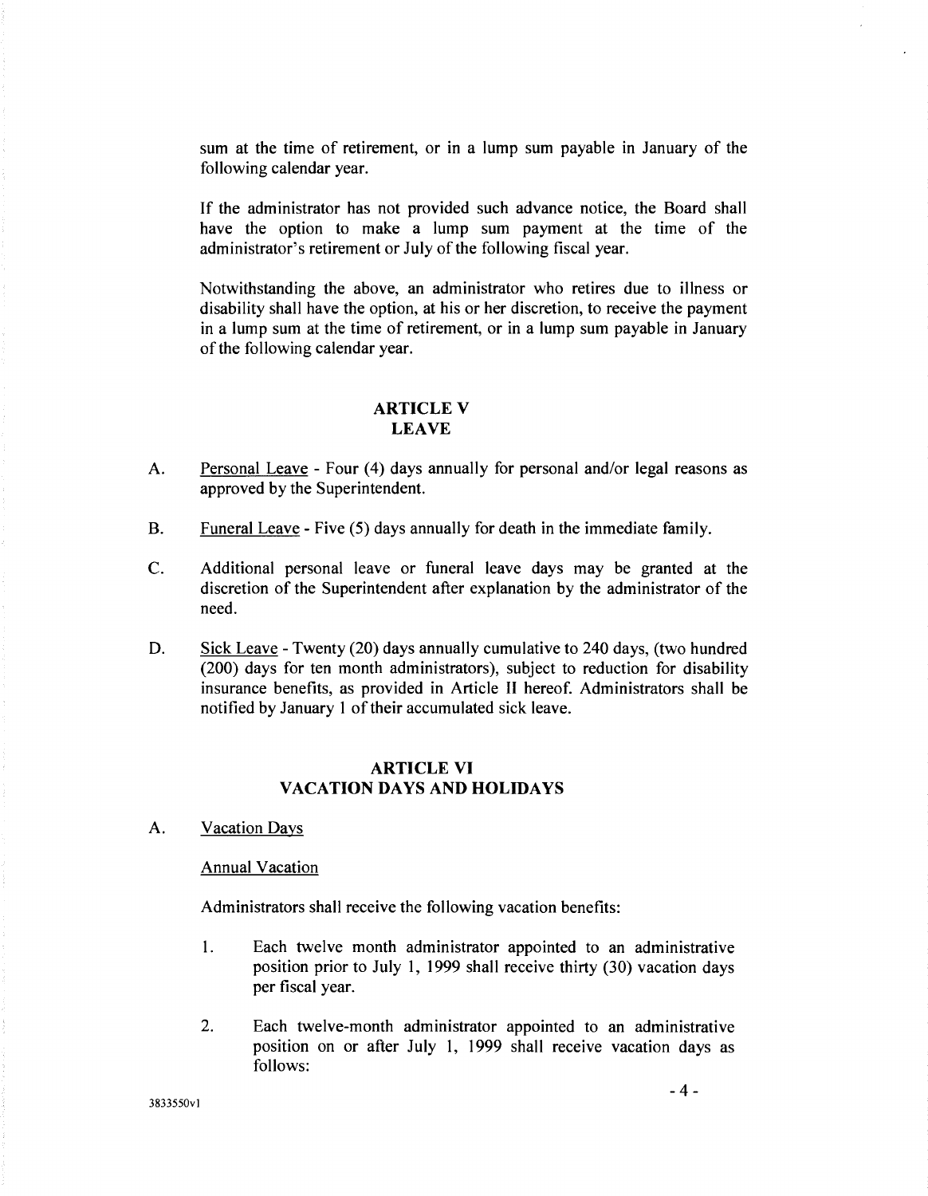sum at the time of retirement, or in a lump sum payable in January of the following calendar year.

If the administrator has not provided such advance notice, the Board shall have the option to make a lump sum payment at the time of the administrator's retirement or July of the following fiscal year.

Notwithstanding the above, an administrator who retires due to illness or disability shall have the option, at his or her discretion, to receive the payment in a lump sum at the time of retirement, or in a lump sum payable in January of the following calendar year.

## ARTICLE V
## LEAVE

A. Personal Leave - Four (4) days annually for personal and/or legal reasons as approved by the Superintendent.

B. Funeral Leave - Five (5) days annually for death in the immediate family.

C. Additional personal leave or funeral leave days may be granted at the discretion of the Superintendent after explanation by the administrator of the need.

D. Sick Leave - Twenty (20) days annually cumulative to 240 days, (two hundred (200) days for ten month administrators), subject to reduction for disability insurance benefits, as provided in Article II hereof. Administrators shall be notified by January 1 of their accumulated sick leave.

## ARTICLE VI
## VACATION DAYS AND HOLIDAYS

A. Vacation Days

Annual Vacation

Administrators shall receive the following vacation benefits:

1. Each twelve month administrator appointed to an administrative position prior to July 1, 1999 shall receive thirty (30) vacation days per fiscal year.

2. Each twelve-month administrator appointed to an administrative position on or after July 1, 1999 shall receive vacation days as follows:

3833550v1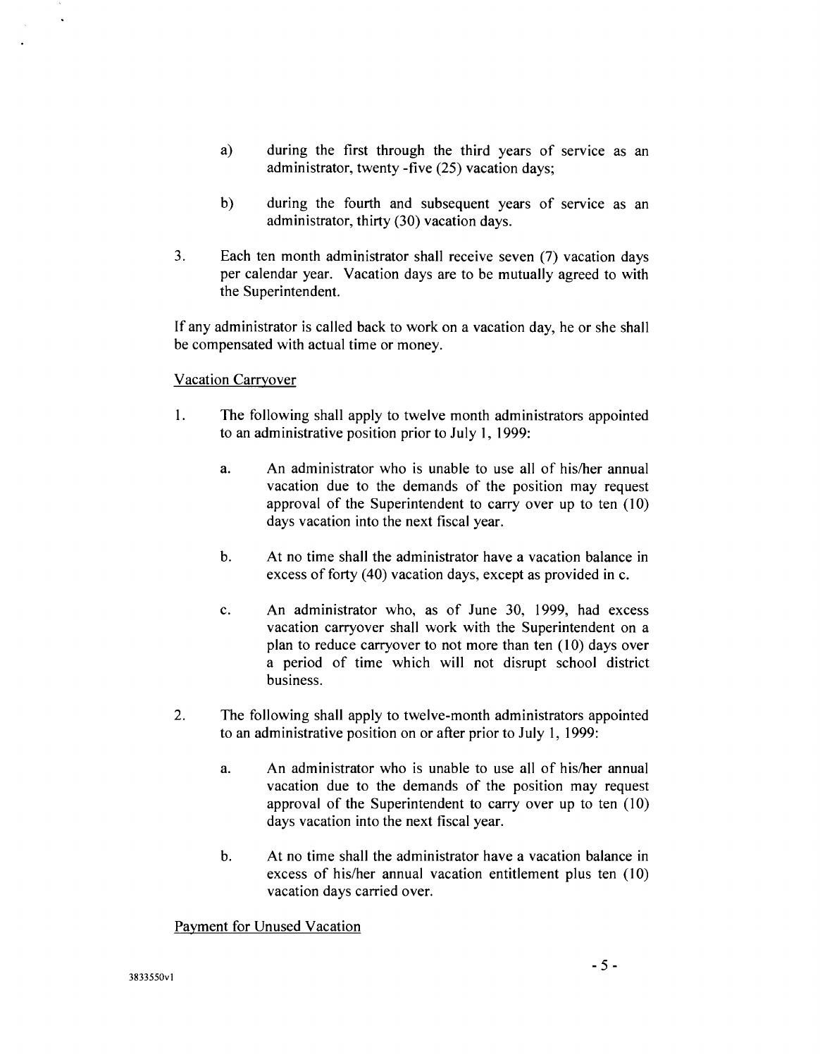a) during the first through the third years of service as an administrator, twenty -five (25) vacation days;

b) during the fourth and subsequent years of service as an administrator, thirty (30) vacation days.

3. Each ten month administrator shall receive seven (7) vacation days per calendar year. Vacation days are to be mutually agreed to with the Superintendent.

If any administrator is called back to work on a vacation day, he or she shall be compensated with actual time or money.

<u>Vacation Carryover</u>

1. The following shall apply to twelve month administrators appointed to an administrative position prior to July 1, 1999:

   a. An administrator who is unable to use all of his/her annual vacation due to the demands of the position may request approval of the Superintendent to carry over up to ten (10) days vacation into the next fiscal year.

   b. At no time shall the administrator have a vacation balance in excess of forty (40) vacation days, except as provided in c.

   c. An administrator who, as of June 30, 1999, had excess vacation carryover shall work with the Superintendent on a plan to reduce carryover to not more than ten (10) days over a period of time which will not disrupt school district business.

2. The following shall apply to twelve-month administrators appointed to an administrative position on or after prior to July 1, 1999:

   a. An administrator who is unable to use all of his/her annual vacation due to the demands of the position may request approval of the Superintendent to carry over up to ten (10) days vacation into the next fiscal year.

   b. At no time shall the administrator have a vacation balance in excess of his/her annual vacation entitlement plus ten (10) vacation days carried over.

<u>Payment for Unused Vacation</u>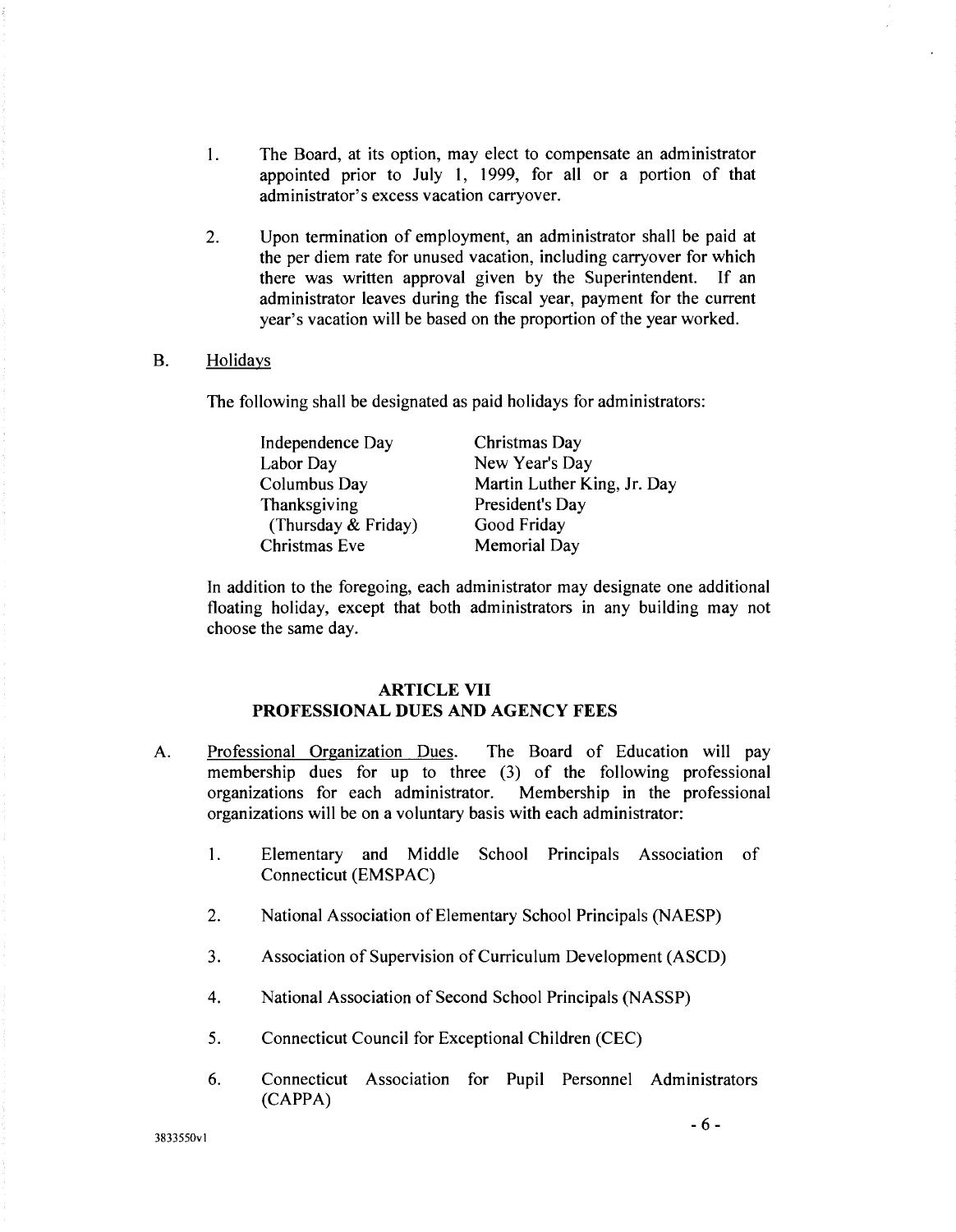1. The Board, at its option, may elect to compensate an administrator appointed prior to July 1, 1999, for all or a portion of that administrator's excess vacation carryover.

2. Upon termination of employment, an administrator shall be paid at the per diem rate for unused vacation, including carryover for which there was written approval given by the Superintendent. If an administrator leaves during the fiscal year, payment for the current year's vacation will be based on the proportion of the year worked.

B. Holidays

The following shall be designated as paid holidays for administrators:

| | |
|---|---|
| Independence Day | Christmas Day |
| Labor Day | New Year's Day |
| Columbus Day | Martin Luther King, Jr. Day |
| Thanksgiving (Thursday & Friday) | President's Day |
| | Good Friday |
| Christmas Eve | Memorial Day |

In addition to the foregoing, each administrator may designate one additional floating holiday, except that both administrators in any building may not choose the same day.

## ARTICLE VII
## PROFESSIONAL DUES AND AGENCY FEES

A. Professional Organization Dues. The Board of Education will pay membership dues for up to three (3) of the following professional organizations for each administrator. Membership in the professional organizations will be on a voluntary basis with each administrator:

1. Elementary and Middle School Principals Association of Connecticut (EMSPAC)

2. National Association of Elementary School Principals (NAESP)

3. Association of Supervision of Curriculum Development (ASCD)

4. National Association of Second School Principals (NASSP)

5. Connecticut Council for Exceptional Children (CEC)

6. Connecticut Association for Pupil Personnel Administrators (CAPPA)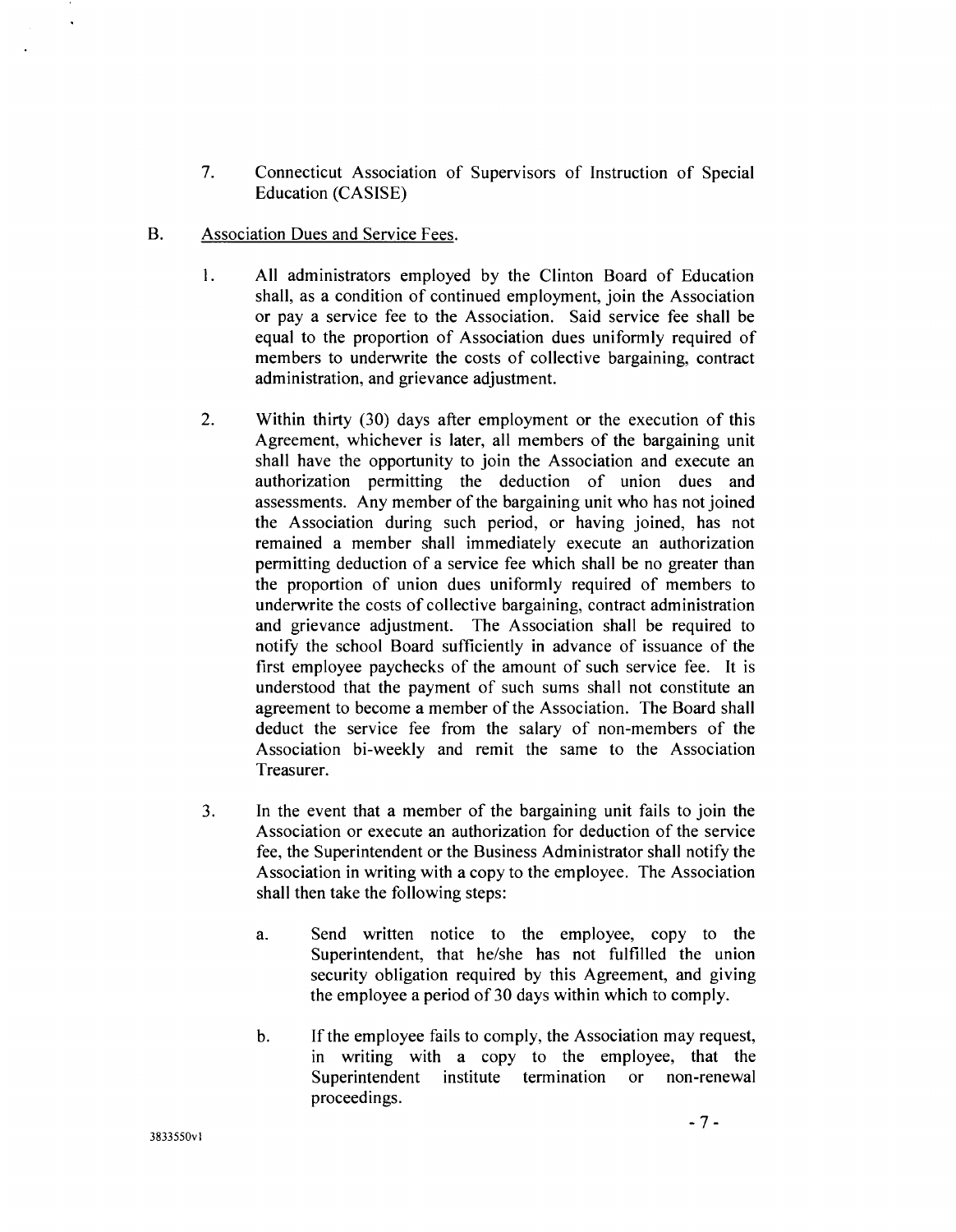7. Connecticut Association of Supervisors of Instruction of Special Education (CASISE)

B. Association Dues and Service Fees.

1. All administrators employed by the Clinton Board of Education shall, as a condition of continued employment, join the Association or pay a service fee to the Association. Said service fee shall be equal to the proportion of Association dues uniformly required of members to underwrite the costs of collective bargaining, contract administration, and grievance adjustment.

2. Within thirty (30) days after employment or the execution of this Agreement, whichever is later, all members of the bargaining unit shall have the opportunity to join the Association and execute an authorization permitting the deduction of union dues and assessments. Any member of the bargaining unit who has not joined the Association during such period, or having joined, has not remained a member shall immediately execute an authorization permitting deduction of a service fee which shall be no greater than the proportion of union dues uniformly required of members to underwrite the costs of collective bargaining, contract administration and grievance adjustment. The Association shall be required to notify the school Board sufficiently in advance of issuance of the first employee paychecks of the amount of such service fee. It is understood that the payment of such sums shall not constitute an agreement to become a member of the Association. The Board shall deduct the service fee from the salary of non-members of the Association bi-weekly and remit the same to the Association Treasurer.

3. In the event that a member of the bargaining unit fails to join the Association or execute an authorization for deduction of the service fee, the Superintendent or the Business Administrator shall notify the Association in writing with a copy to the employee. The Association shall then take the following steps:

   a. Send written notice to the employee, copy to the Superintendent, that he/she has not fulfilled the union security obligation required by this Agreement, and giving the employee a period of 30 days within which to comply.

   b. If the employee fails to comply, the Association may request, in writing with a copy to the employee, that the Superintendent institute termination or non-renewal proceedings.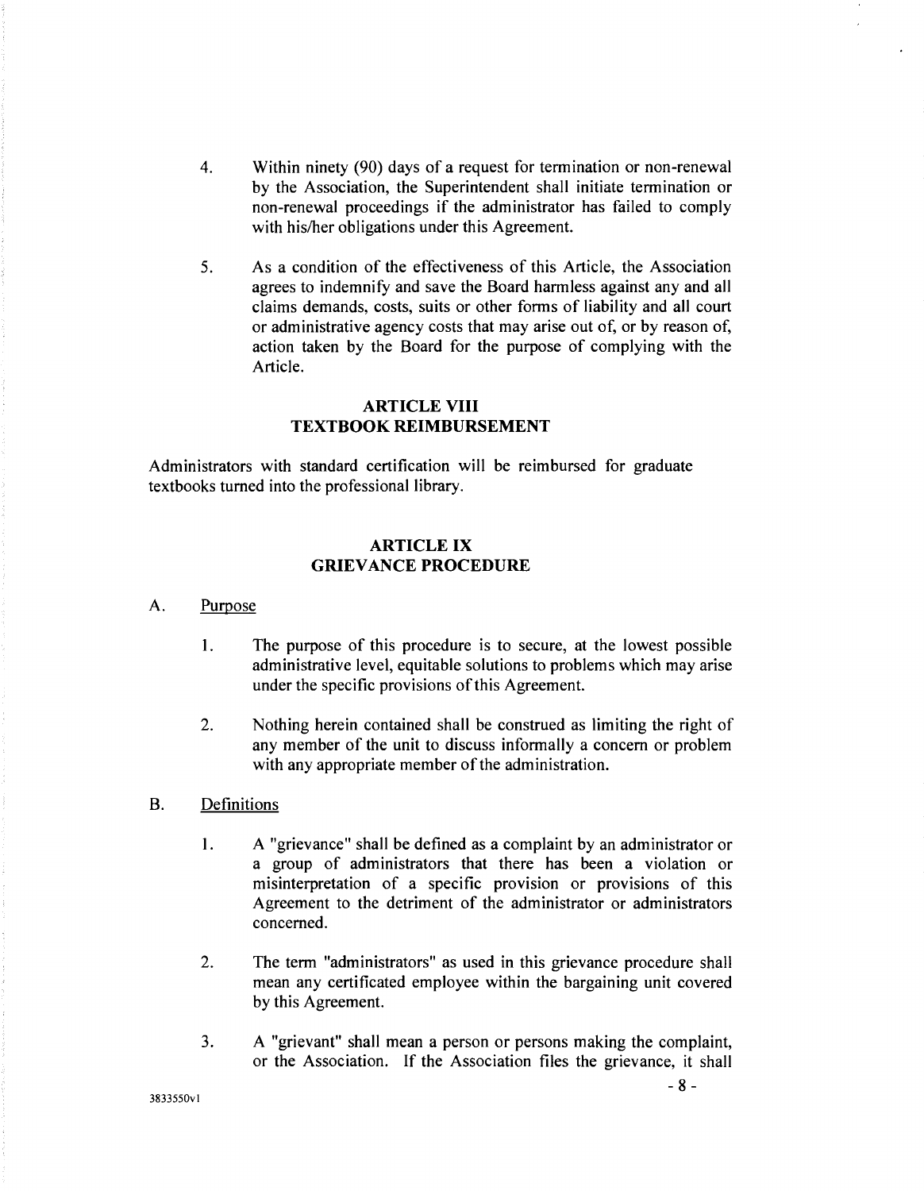4. Within ninety (90) days of a request for termination or non-renewal by the Association, the Superintendent shall initiate termination or non-renewal proceedings if the administrator has failed to comply with his/her obligations under this Agreement.

5. As a condition of the effectiveness of this Article, the Association agrees to indemnify and save the Board harmless against any and all claims demands, costs, suits or other forms of liability and all court or administrative agency costs that may arise out of, or by reason of, action taken by the Board for the purpose of complying with the Article.

## ARTICLE VIII
## TEXTBOOK REIMBURSEMENT

Administrators with standard certification will be reimbursed for graduate textbooks turned into the professional library.

## ARTICLE IX
## GRIEVANCE PROCEDURE

A. Purpose

1. The purpose of this procedure is to secure, at the lowest possible administrative level, equitable solutions to problems which may arise under the specific provisions of this Agreement.

2. Nothing herein contained shall be construed as limiting the right of any member of the unit to discuss informally a concern or problem with any appropriate member of the administration.

B. Definitions

1. A "grievance" shall be defined as a complaint by an administrator or a group of administrators that there has been a violation or misinterpretation of a specific provision or provisions of this Agreement to the detriment of the administrator or administrators concerned.

2. The term "administrators" as used in this grievance procedure shall mean any certificated employee within the bargaining unit covered by this Agreement.

3. A "grievant" shall mean a person or persons making the complaint, or the Association. If the Association files the grievance, it shall

3833550v1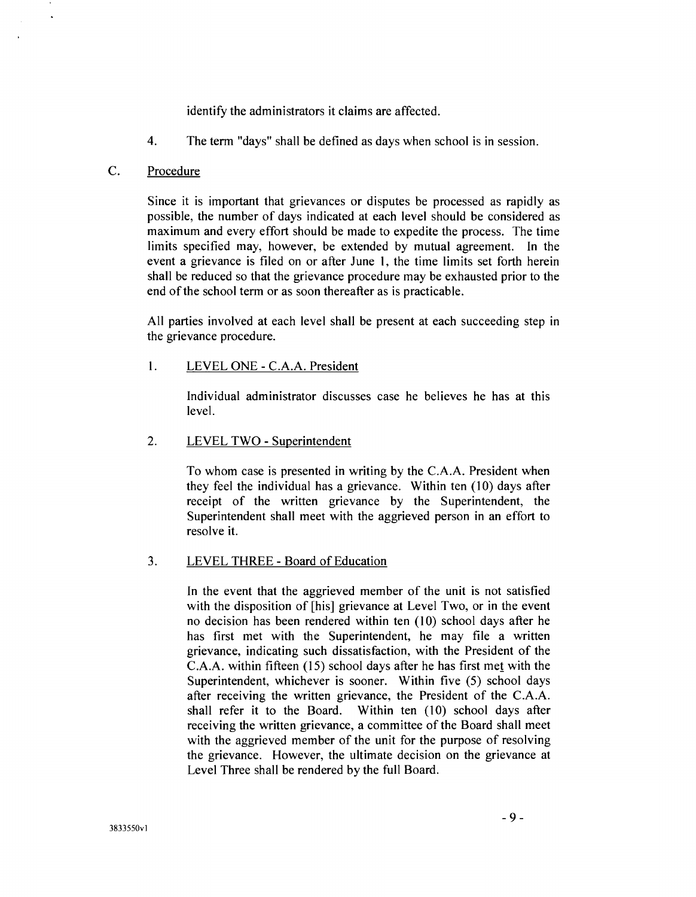identify the administrators it claims are affected.

4. The term "days" shall be defined as days when school is in session.

C. Procedure

Since it is important that grievances or disputes be processed as rapidly as possible, the number of days indicated at each level should be considered as maximum and every effort should be made to expedite the process. The time limits specified may, however, be extended by mutual agreement. In the event a grievance is filed on or after June 1, the time limits set forth herein shall be reduced so that the grievance procedure may be exhausted prior to the end of the school term or as soon thereafter as is practicable.

All parties involved at each level shall be present at each succeeding step in the grievance procedure.

1. LEVEL ONE - C.A.A. President

   Individual administrator discusses case he believes he has at this level.

2. LEVEL TWO - Superintendent

   To whom case is presented in writing by the C.A.A. President when they feel the individual has a grievance. Within ten (10) days after receipt of the written grievance by the Superintendent, the Superintendent shall meet with the aggrieved person in an effort to resolve it.

3. LEVEL THREE - Board of Education

   In the event that the aggrieved member of the unit is not satisfied with the disposition of [his] grievance at Level Two, or in the event no decision has been rendered within ten (10) school days after he has first met with the Superintendent, he may file a written grievance, indicating such dissatisfaction, with the President of the C.A.A. within fifteen (15) school days after he has first met with the Superintendent, whichever is sooner. Within five (5) school days after receiving the written grievance, the President of the C.A.A. shall refer it to the Board. Within ten (10) school days after receiving the written grievance, a committee of the Board shall meet with the aggrieved member of the unit for the purpose of resolving the grievance. However, the ultimate decision on the grievance at Level Three shall be rendered by the full Board.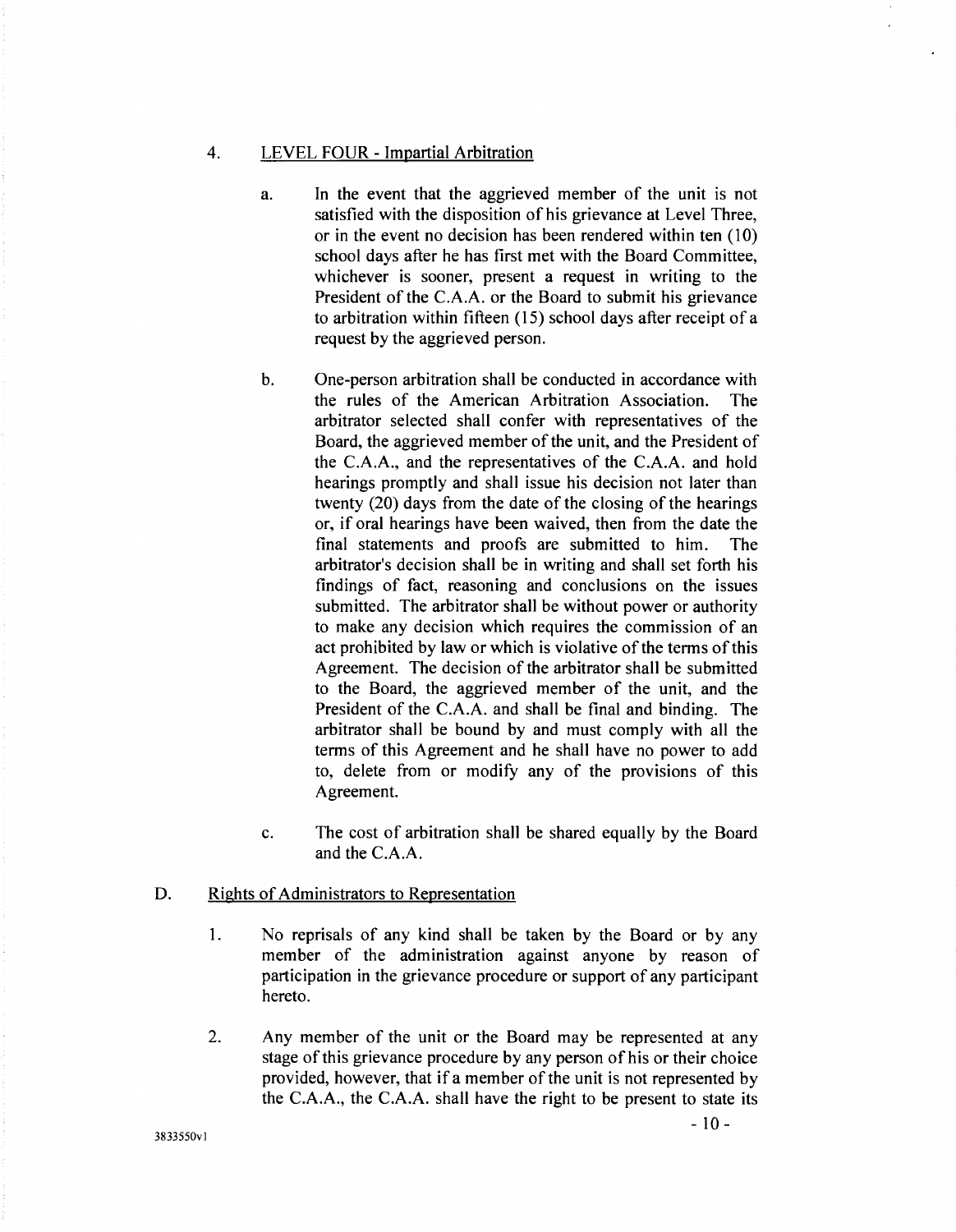4. <u>LEVEL FOUR - Impartial Arbitration</u>

   a. In the event that the aggrieved member of the unit is not satisfied with the disposition of his grievance at Level Three, or in the event no decision has been rendered within ten (10) school days after he has first met with the Board Committee, whichever is sooner, present a request in writing to the President of the C.A.A. or the Board to submit his grievance to arbitration within fifteen (15) school days after receipt of a request by the aggrieved person.

   b. One-person arbitration shall be conducted in accordance with the rules of the American Arbitration Association. The arbitrator selected shall confer with representatives of the Board, the aggrieved member of the unit, and the President of the C.A.A., and the representatives of the C.A.A. and hold hearings promptly and shall issue his decision not later than twenty (20) days from the date of the closing of the hearings or, if oral hearings have been waived, then from the date the final statements and proofs are submitted to him. The arbitrator's decision shall be in writing and shall set forth his findings of fact, reasoning and conclusions on the issues submitted. The arbitrator shall be without power or authority to make any decision which requires the commission of an act prohibited by law or which is violative of the terms of this Agreement. The decision of the arbitrator shall be submitted to the Board, the aggrieved member of the unit, and the President of the C.A.A. and shall be final and binding. The arbitrator shall be bound by and must comply with all the terms of this Agreement and he shall have no power to add to, delete from or modify any of the provisions of this Agreement.

   c. The cost of arbitration shall be shared equally by the Board and the C.A.A.

D. <u>Rights of Administrators to Representation</u>

   1. No reprisals of any kind shall be taken by the Board or by any member of the administration against anyone by reason of participation in the grievance procedure or support of any participant hereto.

   2. Any member of the unit or the Board may be represented at any stage of this grievance procedure by any person of his or their choice provided, however, that if a member of the unit is not represented by the C.A.A., the C.A.A. shall have the right to be present to state its

3833550v1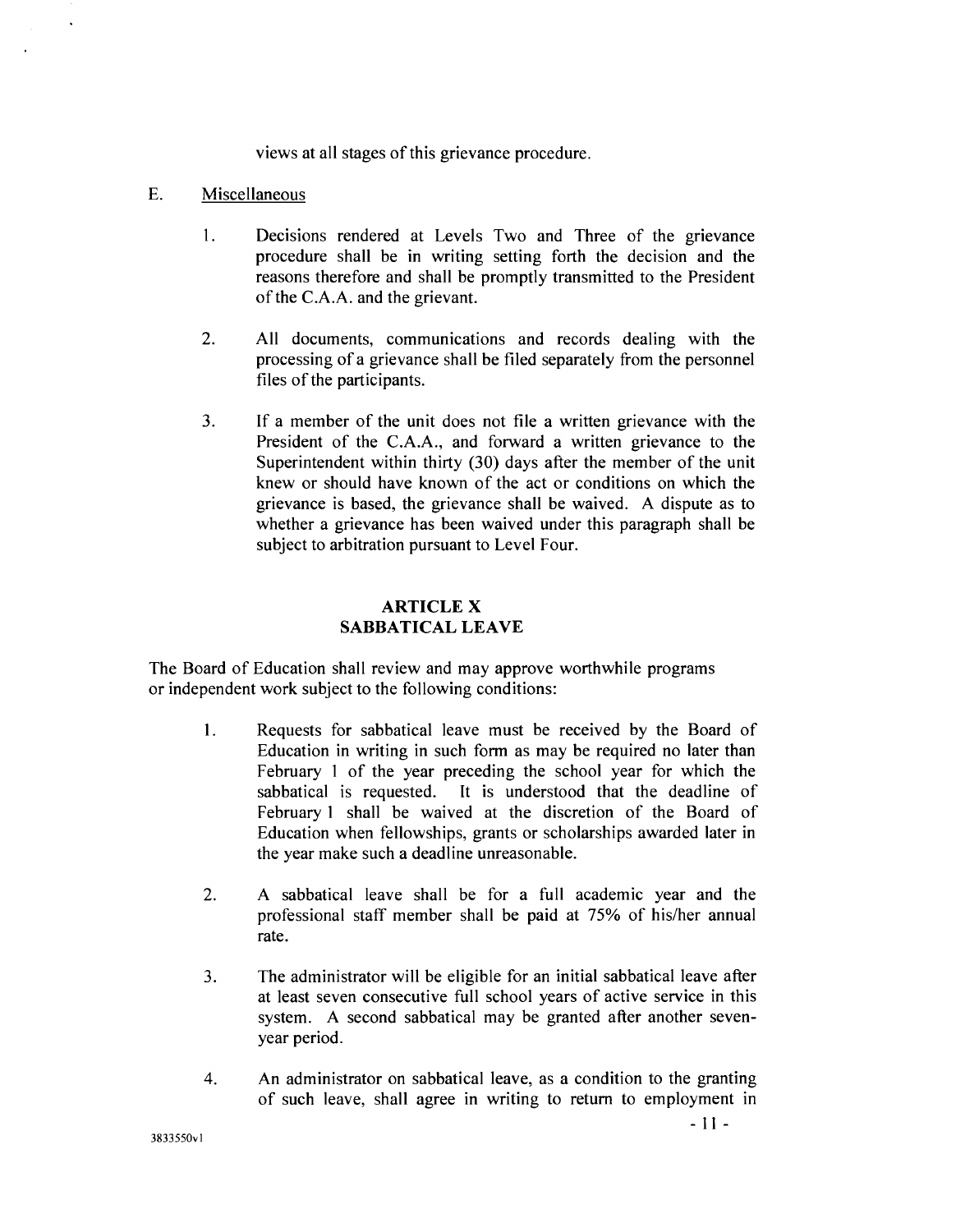views at all stages of this grievance procedure.

E. Miscellaneous

1. Decisions rendered at Levels Two and Three of the grievance procedure shall be in writing setting forth the decision and the reasons therefore and shall be promptly transmitted to the President of the C.A.A. and the grievant.

2. All documents, communications and records dealing with the processing of a grievance shall be filed separately from the personnel files of the participants.

3. If a member of the unit does not file a written grievance with the President of the C.A.A., and forward a written grievance to the Superintendent within thirty (30) days after the member of the unit knew or should have known of the act or conditions on which the grievance is based, the grievance shall be waived. A dispute as to whether a grievance has been waived under this paragraph shall be subject to arbitration pursuant to Level Four.

## ARTICLE X
## SABBATICAL LEAVE

The Board of Education shall review and may approve worthwhile programs or independent work subject to the following conditions:

1. Requests for sabbatical leave must be received by the Board of Education in writing in such form as may be required no later than February 1 of the year preceding the school year for which the sabbatical is requested. It is understood that the deadline of February 1 shall be waived at the discretion of the Board of Education when fellowships, grants or scholarships awarded later in the year make such a deadline unreasonable.

2. A sabbatical leave shall be for a full academic year and the professional staff member shall be paid at 75% of his/her annual rate.

3. The administrator will be eligible for an initial sabbatical leave after at least seven consecutive full school years of active service in this system. A second sabbatical may be granted after another seven-year period.

4. An administrator on sabbatical leave, as a condition to the granting of such leave, shall agree in writing to return to employment in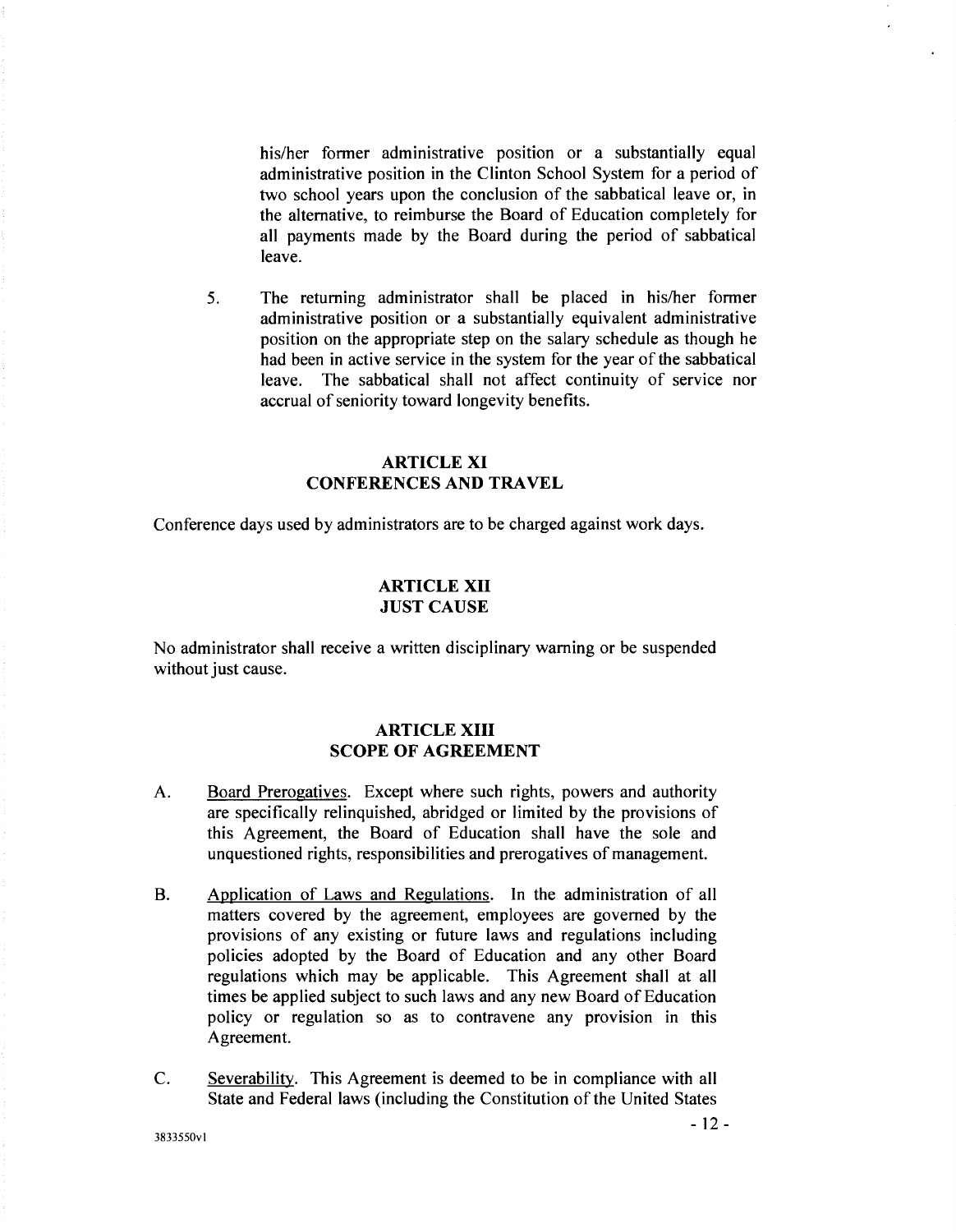his/her former administrative position or a substantially equal administrative position in the Clinton School System for a period of two school years upon the conclusion of the sabbatical leave or, in the alternative, to reimburse the Board of Education completely for all payments made by the Board during the period of sabbatical leave.

5. The returning administrator shall be placed in his/her former administrative position or a substantially equivalent administrative position on the appropriate step on the salary schedule as though he had been in active service in the system for the year of the sabbatical leave. The sabbatical shall not affect continuity of service nor accrual of seniority toward longevity benefits.

## ARTICLE XI
## CONFERENCES AND TRAVEL

Conference days used by administrators are to be charged against work days.

## ARTICLE XII
## JUST CAUSE

No administrator shall receive a written disciplinary warning or be suspended without just cause.

## ARTICLE XIII
## SCOPE OF AGREEMENT

A. Board Prerogatives. Except where such rights, powers and authority are specifically relinquished, abridged or limited by the provisions of this Agreement, the Board of Education shall have the sole and unquestioned rights, responsibilities and prerogatives of management.

B. Application of Laws and Regulations. In the administration of all matters covered by the agreement, employees are governed by the provisions of any existing or future laws and regulations including policies adopted by the Board of Education and any other Board regulations which may be applicable. This Agreement shall at all times be applied subject to such laws and any new Board of Education policy or regulation so as to contravene any provision in this Agreement.

C. Severability. This Agreement is deemed to be in compliance with all State and Federal laws (including the Constitution of the United States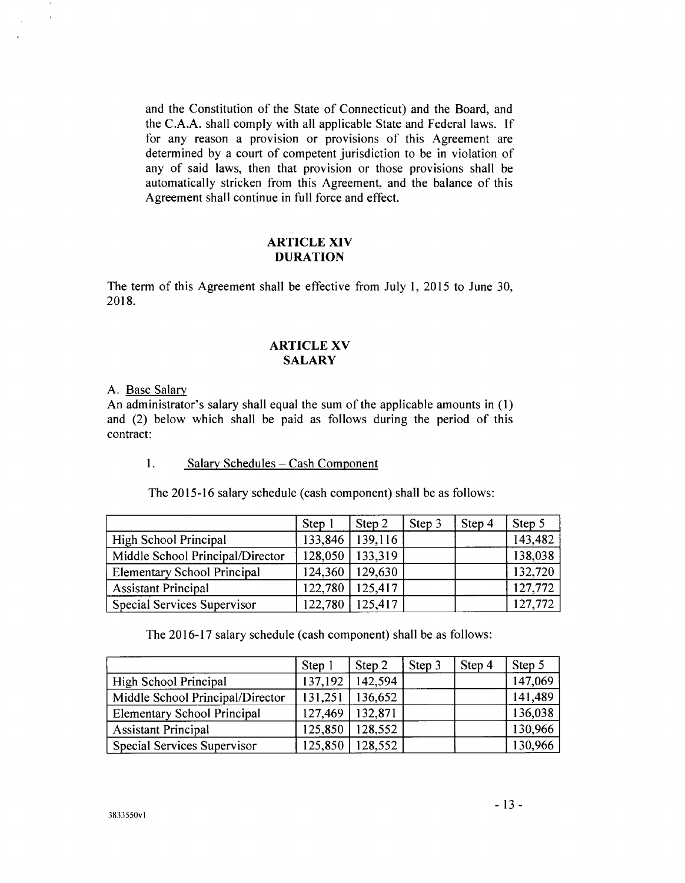and the Constitution of the State of Connecticut) and the Board, and the C.A.A. shall comply with all applicable State and Federal laws. If for any reason a provision or provisions of this Agreement are determined by a court of competent jurisdiction to be in violation of any of said laws, then that provision or those provisions shall be automatically stricken from this Agreement, and the balance of this Agreement shall continue in full force and effect.

## ARTICLE XIV
## DURATION

The term of this Agreement shall be effective from July 1, 2015 to June 30, 2018.

## ARTICLE XV
## SALARY

A. Base Salary

An administrator's salary shall equal the sum of the applicable amounts in (1) and (2) below which shall be paid as follows during the period of this contract:

1. Salary Schedules – Cash Component

The 2015-16 salary schedule (cash component) shall be as follows:

| | Step 1 | Step 2 | Step 3 | Step 4 | Step 5 |
|---|---|---|---|---|---|
| High School Principal | 133,846 | 139,116 | | | 143,482 |
| Middle School Principal/Director | 128,050 | 133,319 | | | 138,038 |
| Elementary School Principal | 124,360 | 129,630 | | | 132,720 |
| Assistant Principal | 122,780 | 125,417 | | | 127,772 |
| Special Services Supervisor | 122,780 | 125,417 | | | 127,772 |

The 2016-17 salary schedule (cash component) shall be as follows:

| | Step 1 | Step 2 | Step 3 | Step 4 | Step 5 |
|---|---|---|---|---|---|
| High School Principal | 137,192 | 142,594 | | | 147,069 |
| Middle School Principal/Director | 131,251 | 136,652 | | | 141,489 |
| Elementary School Principal | 127,469 | 132,871 | | | 136,038 |
| Assistant Principal | 125,850 | 128,552 | | | 130,966 |
| Special Services Supervisor | 125,850 | 128,552 | | | 130,966 |

3833550v1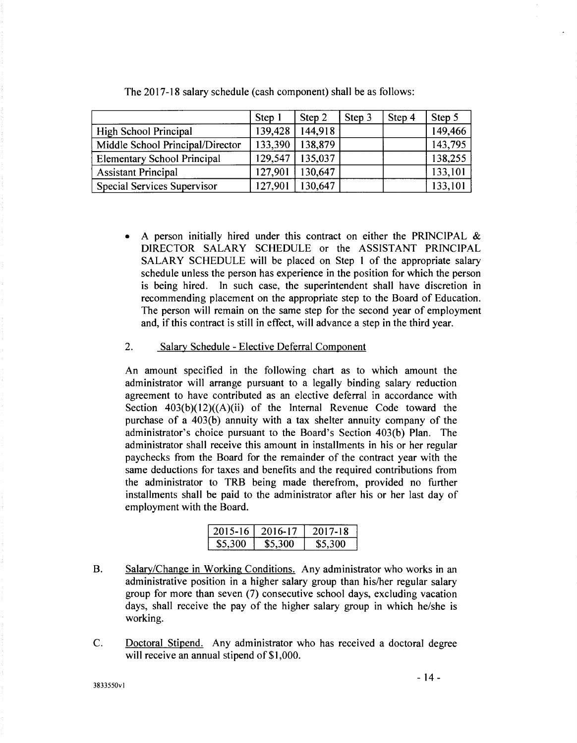The 2017-18 salary schedule (cash component) shall be as follows:

| | Step 1 | Step 2 | Step 3 | Step 4 | Step 5 |
|---|---|---|---|---|---|
| High School Principal | 139,428 | 144,918 | | | 149,466 |
| Middle School Principal/Director | 133,390 | 138,879 | | | 143,795 |
| Elementary School Principal | 129,547 | 135,037 | | | 138,255 |
| Assistant Principal | 127,901 | 130,647 | | | 133,101 |
| Special Services Supervisor | 127,901 | 130,647 | | | 133,101 |

- A person initially hired under this contract on either the PRINCIPAL & DIRECTOR SALARY SCHEDULE or the ASSISTANT PRINCIPAL SALARY SCHEDULE will be placed on Step 1 of the appropriate salary schedule unless the person has experience in the position for which the person is being hired. In such case, the superintendent shall have discretion in recommending placement on the appropriate step to the Board of Education. The person will remain on the same step for the second year of employment and, if this contract is still in effect, will advance a step in the third year.

2. Salary Schedule - Elective Deferral Component

An amount specified in the following chart as to which amount the administrator will arrange pursuant to a legally binding salary reduction agreement to have contributed as an elective deferral in accordance with Section 403(b)(12)((A)(ii) of the Internal Revenue Code toward the purchase of a 403(b) annuity with a tax shelter annuity company of the administrator's choice pursuant to the Board's Section 403(b) Plan. The administrator shall receive this amount in installments in his or her regular paychecks from the Board for the remainder of the contract year with the same deductions for taxes and benefits and the required contributions from the administrator to TRB being made therefrom, provided no further installments shall be paid to the administrator after his or her last day of employment with the Board.

| 2015-16 | 2016-17 | 2017-18 |
|---|---|---|
| $5,300 | $5,300 | $5,300 |

B. Salary/Change in Working Conditions. Any administrator who works in an administrative position in a higher salary group than his/her regular salary group for more than seven (7) consecutive school days, excluding vacation days, shall receive the pay of the higher salary group in which he/she is working.

C. Doctoral Stipend. Any administrator who has received a doctoral degree will receive an annual stipend of $1,000.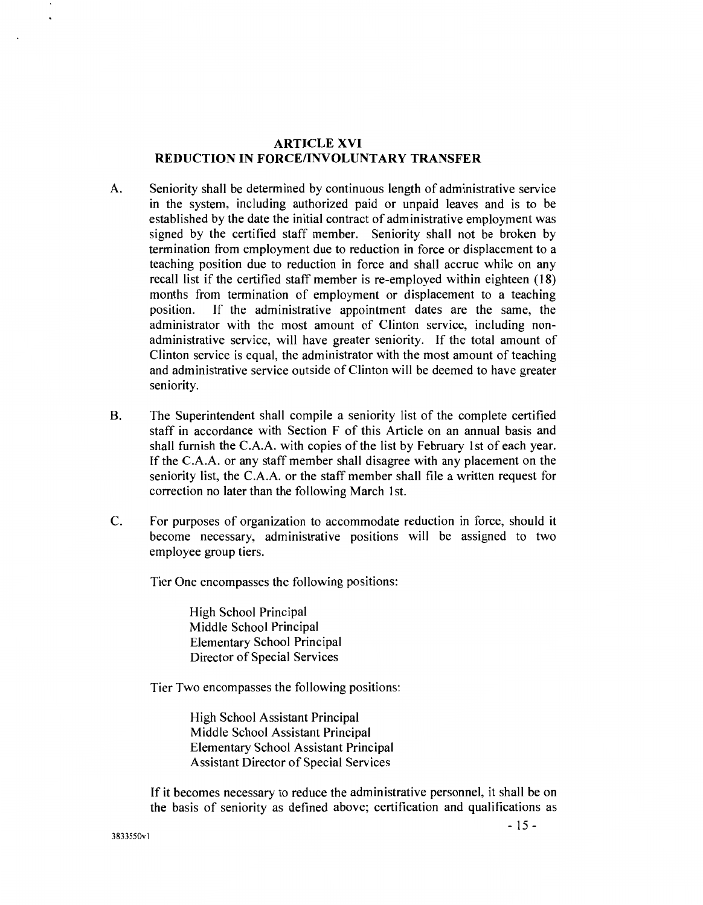## ARTICLE XVI
## REDUCTION IN FORCE/INVOLUNTARY TRANSFER

A. Seniority shall be determined by continuous length of administrative service in the system, including authorized paid or unpaid leaves and is to be established by the date the initial contract of administrative employment was signed by the certified staff member. Seniority shall not be broken by termination from employment due to reduction in force or displacement to a teaching position due to reduction in force and shall accrue while on any recall list if the certified staff member is re-employed within eighteen (18) months from termination of employment or displacement to a teaching position. If the administrative appointment dates are the same, the administrator with the most amount of Clinton service, including non-administrative service, will have greater seniority. If the total amount of Clinton service is equal, the administrator with the most amount of teaching and administrative service outside of Clinton will be deemed to have greater seniority.

B. The Superintendent shall compile a seniority list of the complete certified staff in accordance with Section F of this Article on an annual basis and shall furnish the C.A.A. with copies of the list by February 1st of each year. If the C.A.A. or any staff member shall disagree with any placement on the seniority list, the C.A.A. or the staff member shall file a written request for correction no later than the following March 1st.

C. For purposes of organization to accommodate reduction in force, should it become necessary, administrative positions will be assigned to two employee group tiers.

Tier One encompasses the following positions:

High School Principal
Middle School Principal
Elementary School Principal
Director of Special Services

Tier Two encompasses the following positions:

High School Assistant Principal
Middle School Assistant Principal
Elementary School Assistant Principal
Assistant Director of Special Services

If it becomes necessary to reduce the administrative personnel, it shall be on the basis of seniority as defined above; certification and qualifications as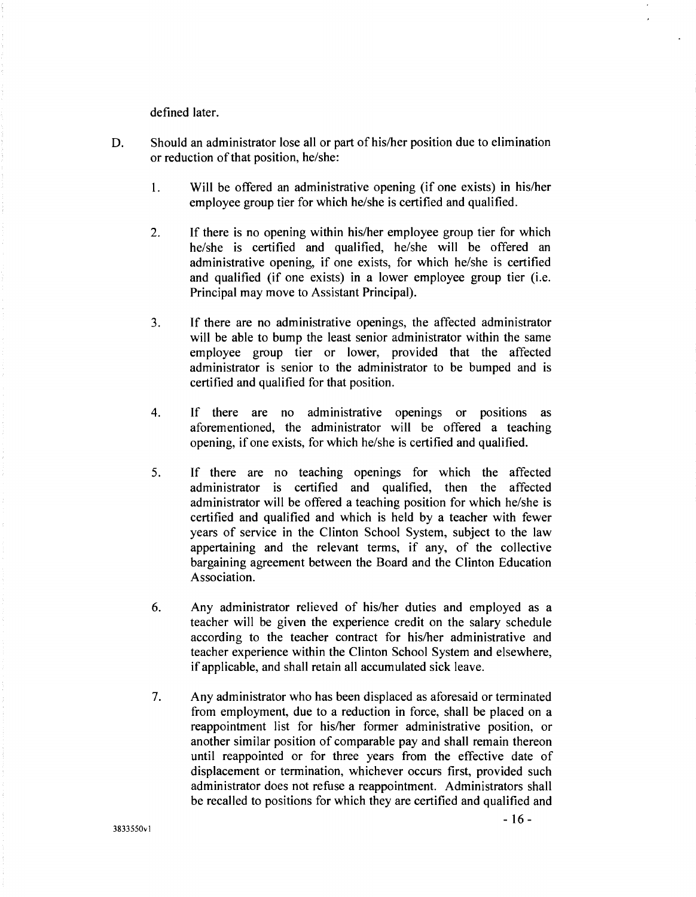defined later.

D. Should an administrator lose all or part of his/her position due to elimination or reduction of that position, he/she:

   1. Will be offered an administrative opening (if one exists) in his/her employee group tier for which he/she is certified and qualified.

   2. If there is no opening within his/her employee group tier for which he/she is certified and qualified, he/she will be offered an administrative opening, if one exists, for which he/she is certified and qualified (if one exists) in a lower employee group tier (i.e. Principal may move to Assistant Principal).

   3. If there are no administrative openings, the affected administrator will be able to bump the least senior administrator within the same employee group tier or lower, provided that the affected administrator is senior to the administrator to be bumped and is certified and qualified for that position.

   4. If there are no administrative openings or positions as aforementioned, the administrator will be offered a teaching opening, if one exists, for which he/she is certified and qualified.

   5. If there are no teaching openings for which the affected administrator is certified and qualified, then the affected administrator will be offered a teaching position for which he/she is certified and qualified and which is held by a teacher with fewer years of service in the Clinton School System, subject to the law appertaining and the relevant terms, if any, of the collective bargaining agreement between the Board and the Clinton Education Association.

   6. Any administrator relieved of his/her duties and employed as a teacher will be given the experience credit on the salary schedule according to the teacher contract for his/her administrative and teacher experience within the Clinton School System and elsewhere, if applicable, and shall retain all accumulated sick leave.

   7. Any administrator who has been displaced as aforesaid or terminated from employment, due to a reduction in force, shall be placed on a reappointment list for his/her former administrative position, or another similar position of comparable pay and shall remain thereon until reappointed or for three years from the effective date of displacement or termination, whichever occurs first, provided such administrator does not refuse a reappointment. Administrators shall be recalled to positions for which they are certified and qualified and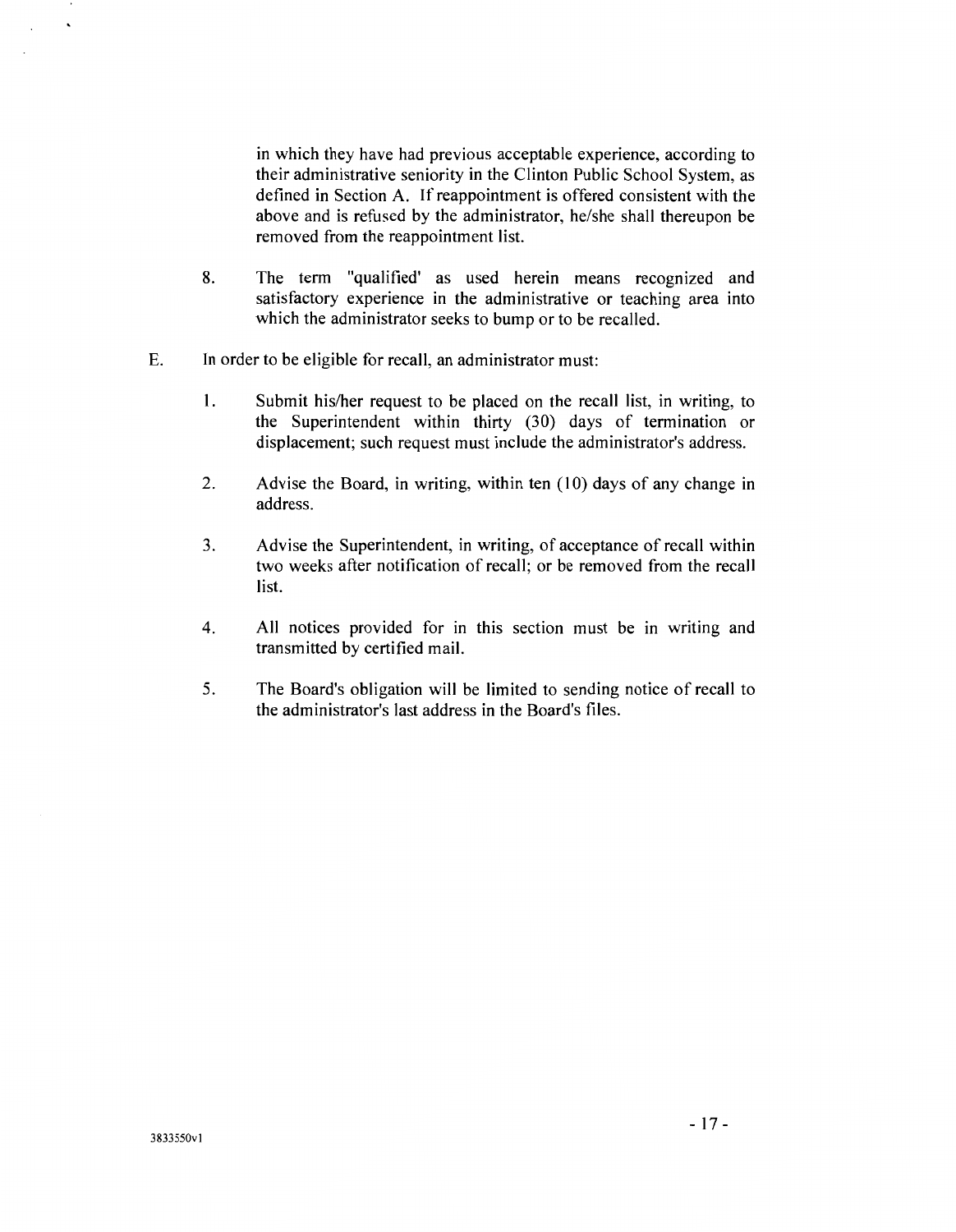in which they have had previous acceptable experience, according to their administrative seniority in the Clinton Public School System, as defined in Section A. If reappointment is offered consistent with the above and is refused by the administrator, he/she shall thereupon be removed from the reappointment list.

8. The term "qualified' as used herein means recognized and satisfactory experience in the administrative or teaching area into which the administrator seeks to bump or to be recalled.

E. In order to be eligible for recall, an administrator must:

1. Submit his/her request to be placed on the recall list, in writing, to the Superintendent within thirty (30) days of termination or displacement; such request must include the administrator's address.

2. Advise the Board, in writing, within ten (10) days of any change in address.

3. Advise the Superintendent, in writing, of acceptance of recall within two weeks after notification of recall; or be removed from the recall list.

4. All notices provided for in this section must be in writing and transmitted by certified mail.

5. The Board's obligation will be limited to sending notice of recall to the administrator's last address in the Board's files.

3833550v1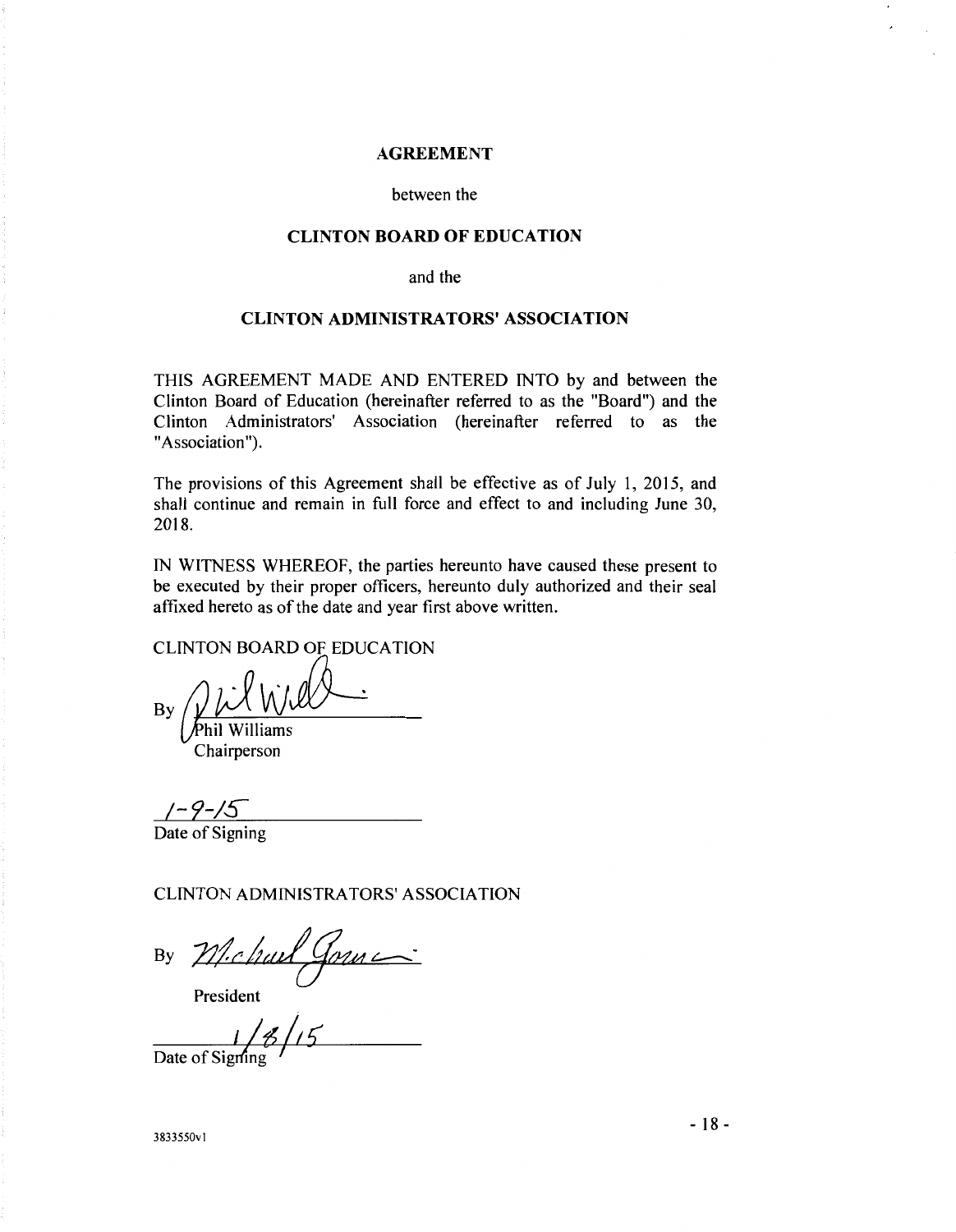**AGREEMENT**

between the

**CLINTON BOARD OF EDUCATION**

and the

**CLINTON ADMINISTRATORS' ASSOCIATION**

THIS AGREEMENT MADE AND ENTERED INTO by and between the Clinton Board of Education (hereinafter referred to as the "Board") and the Clinton Administrators' Association (hereinafter referred to as the "Association").

The provisions of this Agreement shall be effective as of July 1, 2015, and shall continue and remain in full force and effect to and including June 30, 2018.

IN WITNESS WHEREOF, the parties hereunto have caused these present to be executed by their proper officers, hereunto duly authorized and their seal affixed hereto as of the date and year first above written.

CLINTON BOARD OF EDUCATION

By Phil Williams
Phil Williams
Chairperson

1-9-15
Date of Signing

CLINTON ADMINISTRATORS' ASSOCIATION

By Michael Gomes
President

1/8/15
Date of Signing

3833550v1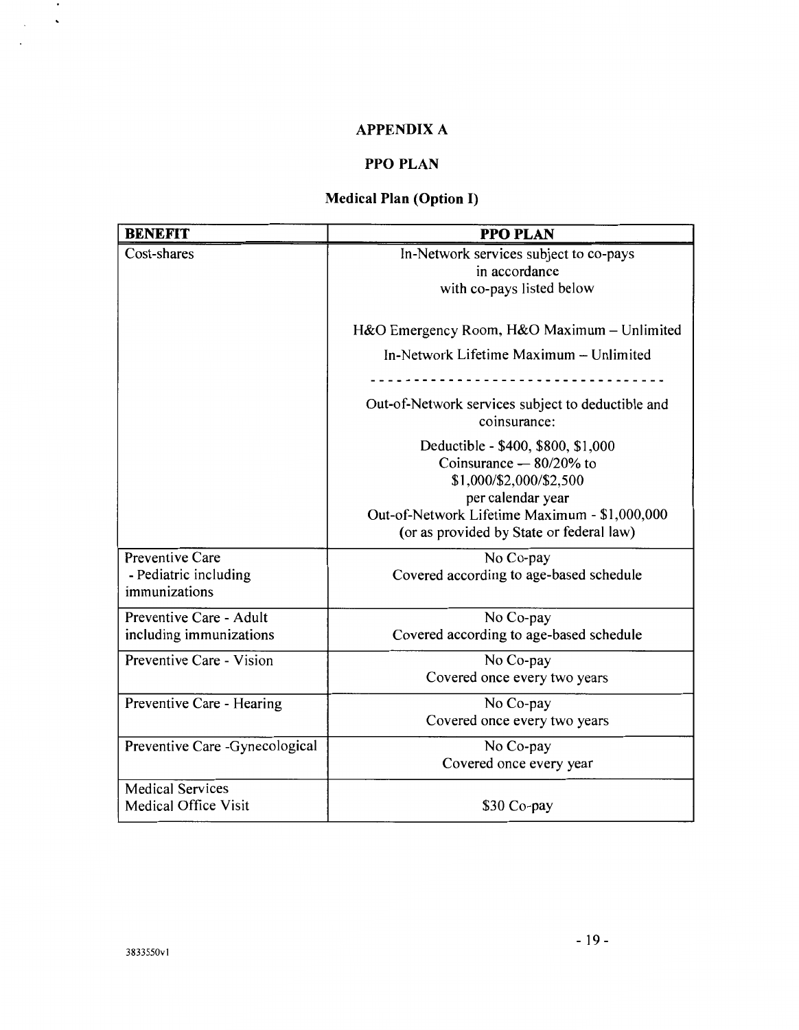# APPENDIX A

## PPO PLAN

### Medical Plan (Option I)

| BENEFIT | PPO PLAN |
|---|---|
| Cost-shares | In-Network services subject to co-pays in accordance with co-pays listed below<br><br>H&O Emergency Room, H&O Maximum – Unlimited<br>In-Network Lifetime Maximum – Unlimited<br>- - - - - - - - - - - - - - - - - - - - - - - - - - - - - - - -<br>Out-of-Network services subject to deductible and coinsurance:<br>Deductible - $400, $800, $1,000<br>Coinsurance — 80/20% to $1,000/$2,000/$2,500 per calendar year<br>Out-of-Network Lifetime Maximum - $1,000,000 (or as provided by State or federal law) |
| Preventive Care<br>- Pediatric including immunizations | No Co-pay<br>Covered according to age-based schedule |
| Preventive Care - Adult including immunizations | No Co-pay<br>Covered according to age-based schedule |
| Preventive Care - Vision | No Co-pay<br>Covered once every two years |
| Preventive Care - Hearing | No Co-pay<br>Covered once every two years |
| Preventive Care -Gynecological | No Co-pay<br>Covered once every year |
| Medical Services<br>Medical Office Visit | $30 Co-pay |

3833550v1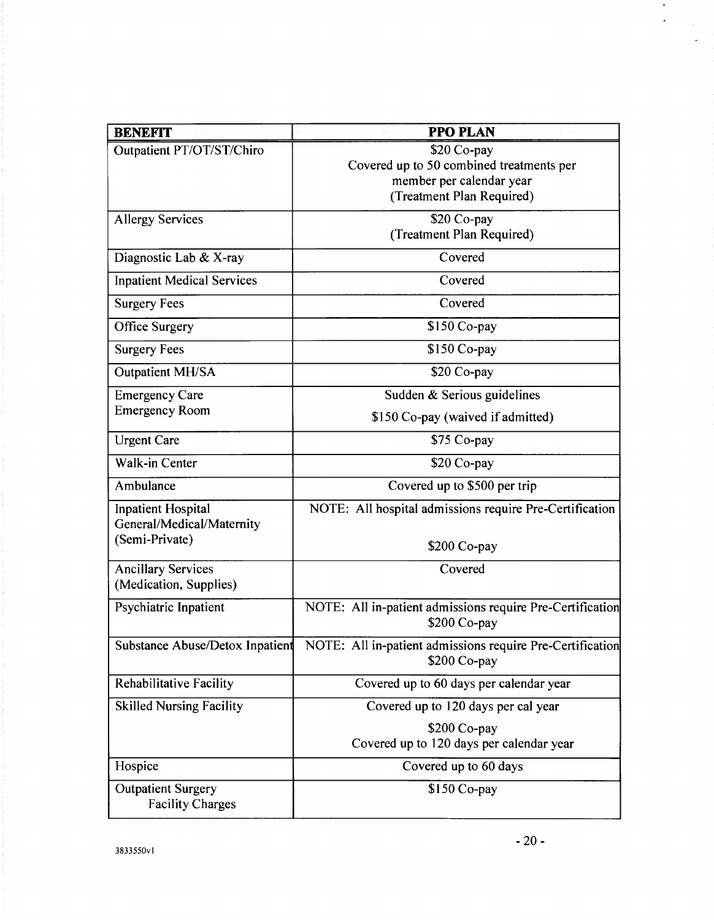| **BENEFIT** | **PPO PLAN** |
|---|---|
| Outpatient PT/OT/ST/Chiro | $20 Co-pay<br>Covered up to 50 combined treatments per member per calendar year<br>(Treatment Plan Required) |
| Allergy Services | $20 Co-pay<br>(Treatment Plan Required) |
| Diagnostic Lab & X-ray | Covered |
| Inpatient Medical Services | Covered |
| Surgery Fees | Covered |
| Office Surgery | $150 Co-pay |
| Surgery Fees | $150 Co-pay |
| Outpatient MH/SA | $20 Co-pay |
| Emergency Care<br>Emergency Room | Sudden & Serious guidelines<br>$150 Co-pay (waived if admitted) |
| Urgent Care | $75 Co-pay |
| Walk-in Center | $20 Co-pay |
| Ambulance | Covered up to $500 per trip |
| Inpatient Hospital<br>General/Medical/Maternity<br>(Semi-Private) | NOTE: All hospital admissions require Pre-Certification<br>$200 Co-pay |
| Ancillary Services<br>(Medication, Supplies) | Covered |
| Psychiatric Inpatient | NOTE: All in-patient admissions require Pre-Certification<br>$200 Co-pay |
| Substance Abuse/Detox Inpatient | NOTE: All in-patient admissions require Pre-Certification<br>$200 Co-pay |
| Rehabilitative Facility | Covered up to 60 days per calendar year |
| Skilled Nursing Facility | Covered up to 120 days per cal year<br>$200 Co-pay<br>Covered up to 120 days per calendar year |
| Hospice | Covered up to 60 days |
| Outpatient Surgery<br>Facility Charges | $150 Co-pay |

3833550v1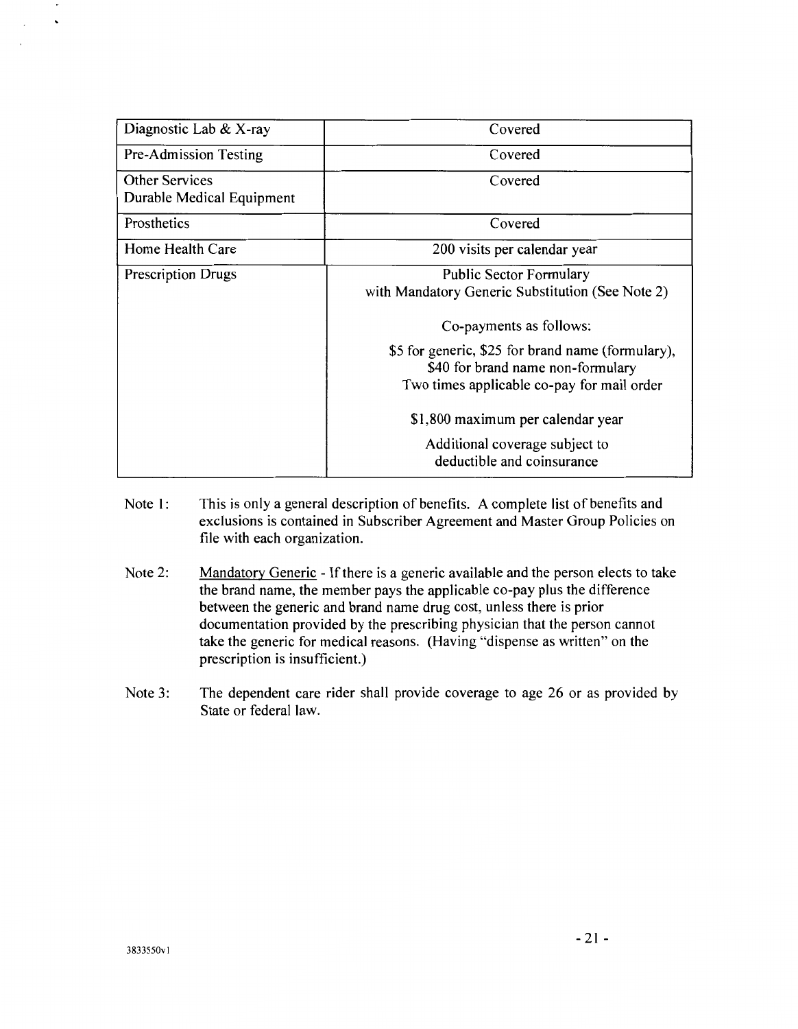| Diagnostic Lab & X-ray | Covered |
|---|---|
| Pre-Admission Testing | Covered |
| Other Services<br>Durable Medical Equipment | Covered |
| Prosthetics | Covered |
| Home Health Care | 200 visits per calendar year |
| Prescription Drugs | Public Sector Formulary<br>with Mandatory Generic Substitution (See Note 2)<br><br>Co-payments as follows:<br><br>\$5 for generic, \$25 for brand name (formulary), \$40 for brand name non-formulary<br>Two times applicable co-pay for mail order<br><br>\$1,800 maximum per calendar year<br><br>Additional coverage subject to deductible and coinsurance |

Note 1: This is only a general description of benefits. A complete list of benefits and exclusions is contained in Subscriber Agreement and Master Group Policies on file with each organization.

Note 2: Mandatory Generic - If there is a generic available and the person elects to take the brand name, the member pays the applicable co-pay plus the difference between the generic and brand name drug cost, unless there is prior documentation provided by the prescribing physician that the person cannot take the generic for medical reasons. (Having "dispense as written" on the prescription is insufficient.)

Note 3: The dependent care rider shall provide coverage to age 26 or as provided by State or federal law.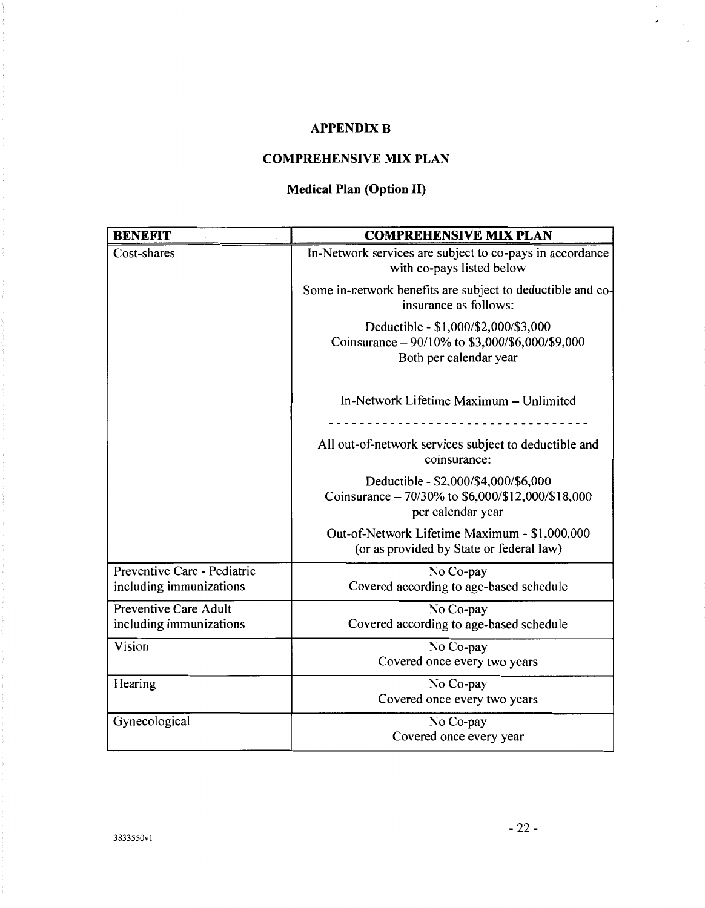# APPENDIX B

## COMPREHENSIVE MIX PLAN

### Medical Plan (Option II)

| BENEFIT | COMPREHENSIVE MIX PLAN |
|---|---|
| Cost-shares | In-Network services are subject to co-pays in accordance with co-pays listed below<br><br>Some in-network benefits are subject to deductible and co-insurance as follows:<br><br>Deductible - \$1,000/\$2,000/\$3,000<br>Coinsurance – 90/10% to \$3,000/\$6,000/\$9,000<br>Both per calendar year<br><br>In-Network Lifetime Maximum – Unlimited<br><br>- - - - - - - - - - - - - - - - - - - - - - - - - - - - - - - -<br><br>All out-of-network services subject to deductible and coinsurance:<br><br>Deductible - \$2,000/\$4,000/\$6,000<br>Coinsurance – 70/30% to \$6,000/\$12,000/\$18,000 per calendar year<br><br>Out-of-Network Lifetime Maximum - \$1,000,000 (or as provided by State or federal law) |
| Preventive Care - Pediatric including immunizations | No Co-pay<br>Covered according to age-based schedule |
| Preventive Care Adult including immunizations | No Co-pay<br>Covered according to age-based schedule |
| Vision | No Co-pay<br>Covered once every two years |
| Hearing | No Co-pay<br>Covered once every two years |
| Gynecological | No Co-pay<br>Covered once every year |

3833550v1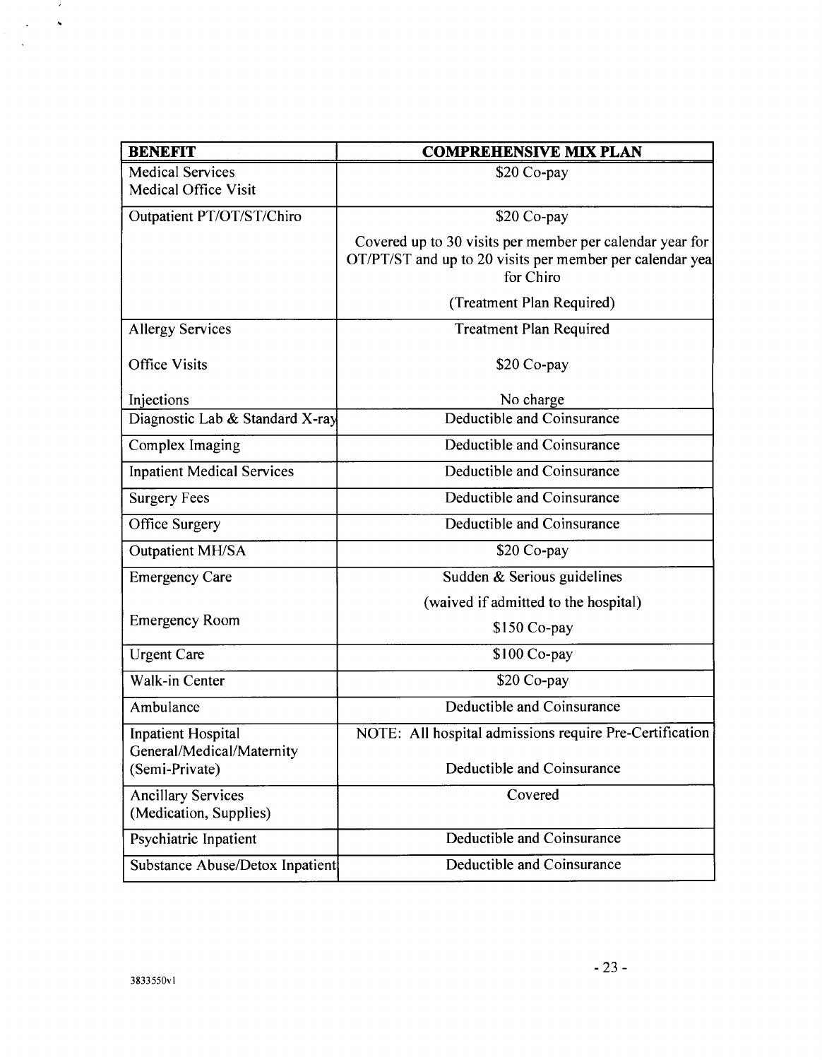| BENEFIT | COMPREHENSIVE MIX PLAN |
|---|---|
| Medical Services<br>Medical Office Visit | $20 Co-pay |
| Outpatient PT/OT/ST/Chiro | $20 Co-pay<br>Covered up to 30 visits per member per calendar year for OT/PT/ST and up to 20 visits per member per calendar yea for Chiro<br>(Treatment Plan Required) |
| Allergy Services<br><br>Office Visits<br><br>Injections | Treatment Plan Required<br><br>$20 Co-pay<br><br>No charge |
| Diagnostic Lab & Standard X-ray | Deductible and Coinsurance |
| Complex Imaging | Deductible and Coinsurance |
| Inpatient Medical Services | Deductible and Coinsurance |
| Surgery Fees | Deductible and Coinsurance |
| Office Surgery | Deductible and Coinsurance |
| Outpatient MH/SA | $20 Co-pay |
| Emergency Care<br><br>Emergency Room | Sudden & Serious guidelines<br>(waived if admitted to the hospital)<br>$150 Co-pay |
| Urgent Care | $100 Co-pay |
| Walk-in Center | $20 Co-pay |
| Ambulance | Deductible and Coinsurance |
| Inpatient Hospital General/Medical/Maternity (Semi-Private) | NOTE: All hospital admissions require Pre-Certification<br><br>Deductible and Coinsurance |
| Ancillary Services (Medication, Supplies) | Covered |
| Psychiatric Inpatient | Deductible and Coinsurance |
| Substance Abuse/Detox Inpatient | Deductible and Coinsurance |

3833550v1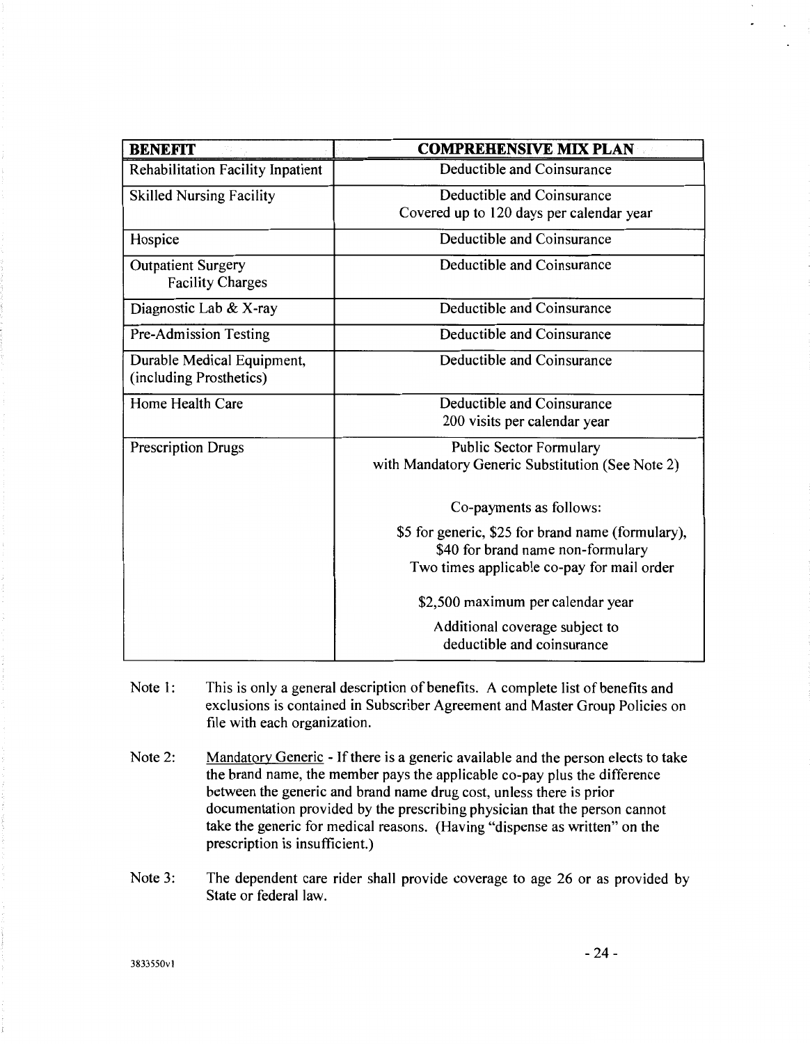| BENEFIT | COMPREHENSIVE MIX PLAN |
| --- | --- |
| Rehabilitation Facility Inpatient | Deductible and Coinsurance |
| Skilled Nursing Facility | Deductible and Coinsurance<br>Covered up to 120 days per calendar year |
| Hospice | Deductible and Coinsurance |
| Outpatient Surgery<br>Facility Charges | Deductible and Coinsurance |
| Diagnostic Lab & X-ray | Deductible and Coinsurance |
| Pre-Admission Testing | Deductible and Coinsurance |
| Durable Medical Equipment, (including Prosthetics) | Deductible and Coinsurance |
| Home Health Care | Deductible and Coinsurance<br>200 visits per calendar year |
| Prescription Drugs | Public Sector Formulary<br>with Mandatory Generic Substitution (See Note 2)<br><br>Co-payments as follows:<br><br>$5 for generic, $25 for brand name (formulary), $40 for brand name non-formulary<br>Two times applicable co-pay for mail order<br><br>$2,500 maximum per calendar year<br><br>Additional coverage subject to deductible and coinsurance |

Note 1: This is only a general description of benefits. A complete list of benefits and exclusions is contained in Subscriber Agreement and Master Group Policies on file with each organization.

Note 2: Mandatory Generic - If there is a generic available and the person elects to take the brand name, the member pays the applicable co-pay plus the difference between the generic and brand name drug cost, unless there is prior documentation provided by the prescribing physician that the person cannot take the generic for medical reasons. (Having "dispense as written" on the prescription is insufficient.)

Note 3: The dependent care rider shall provide coverage to age 26 or as provided by State or federal law.

3833550v1